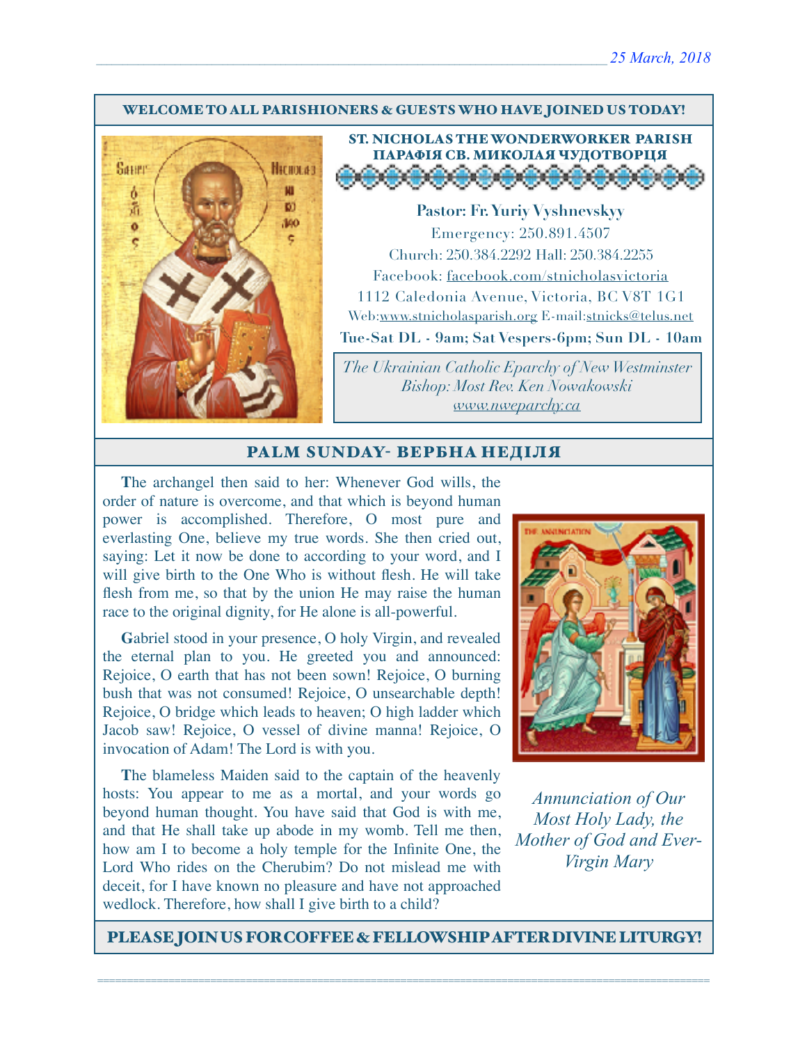25 March, 2018

**WELCOME TO ALL PARISHIONERS & GUESTS WHO HAVE JOINED US TODAY!**

## ST. NICHOLAS THE WONDERWORKER PARISH
## ПАРАФІЯ СВ. МИКОЛАЯ ЧУДОТВОРЦЯ

**Pastor: Fr. Yuriy Vyshnevskyy**

Emergency: 250.891.4507

Church: 250.384.2292 Hall: 250.384.2255

Facebook: facebook.com/stnicholasvictoria

1112 Caledonia Avenue, Victoria, BC V8T 1G1

Web:www.stnicholasparish.org E-mail:stnicks@telus.net

**Tue-Sat DL - 9am; Sat Vespers-6pm; Sun DL - 10am**

*The Ukrainian Catholic Eparchy of New Westminster*
*Bishop: Most Rev. Ken Nowakowski*
*www.nweparchy.ca*

## PALM SUNDAY- ВЕРБНА НЕДІЛЯ

**T**he archangel then said to her: Whenever God wills, the order of nature is overcome, and that which is beyond human power is accomplished. Therefore, O most pure and everlasting One, believe my true words. She then cried out, saying: Let it now be done to according to your word, and I will give birth to the One Who is without flesh. He will take flesh from me, so that by the union He may raise the human race to the original dignity, for He alone is all-powerful.

**G**abriel stood in your presence, O holy Virgin, and revealed the eternal plan to you. He greeted you and announced: Rejoice, O earth that has not been sown! Rejoice, O burning bush that was not consumed! Rejoice, O unsearchable depth! Rejoice, O bridge which leads to heaven; O high ladder which Jacob saw! Rejoice, O vessel of divine manna! Rejoice, O invocation of Adam! The Lord is with you.

**T**he blameless Maiden said to the captain of the heavenly hosts: You appear to me as a mortal, and your words go beyond human thought. You have said that God is with me, and that He shall take up abode in my womb. Tell me then, how am I to become a holy temple for the Infinite One, the Lord Who rides on the Cherubim? Do not mislead me with deceit, for I have known no pleasure and have not approached wedlock. Therefore, how shall I give birth to a child?

*Annunciation of Our Most Holy Lady, the Mother of God and Ever-Virgin Mary*

**PLEASE JOIN US FOR COFFEE & FELLOWSHIP AFTER DIVINE LITURGY!**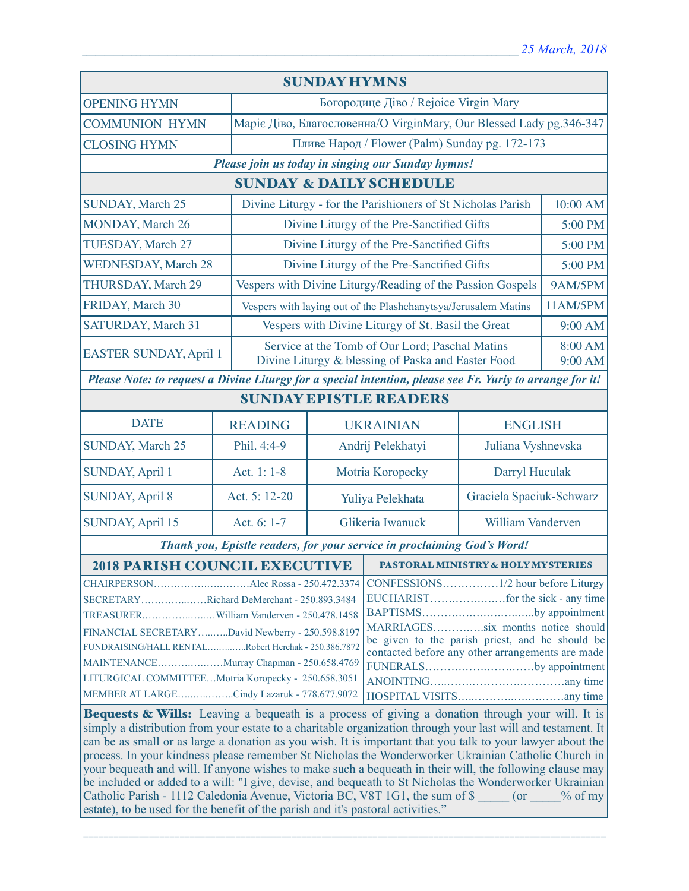25 March, 2018

## SUNDAY HYMNS

| | |
|---|---|
| OPENING HYMN | Богородице Діво / Rejoice Virgin Mary |
| COMMUNION HYMN | Маріє Діво, Благословенна/O VirginMary, Our Blessed Lady pg.346-347 |
| CLOSING HYMN | Пливе Народ / Flower (Palm) Sunday pg. 172-173 |

***Please join us today in singing our Sunday hymns!***

## SUNDAY & DAILY SCHEDULE

| | | |
|---|---|---|
| SUNDAY, March 25 | Divine Liturgy - for the Parishioners of St Nicholas Parish | 10:00 AM |
| MONDAY, March 26 | Divine Liturgy of the Pre-Sanctified Gifts | 5:00 PM |
| TUESDAY, March 27 | Divine Liturgy of the Pre-Sanctified Gifts | 5:00 PM |
| WEDNESDAY, March 28 | Divine Liturgy of the Pre-Sanctified Gifts | 5:00 PM |
| THURSDAY, March 29 | Vespers with Divine Liturgy/Reading of the Passion Gospels | 9AM/5PM |
| FRIDAY, March 30 | Vespers with laying out of the Plashchanytsya/Jerusalem Matins | 11AM/5PM |
| SATURDAY, March 31 | Vespers with Divine Liturgy of St. Basil the Great | 9:00 AM |
| EASTER SUNDAY, April 1 | Service at the Tomb of Our Lord; Paschal Matins<br>Divine Liturgy & blessing of Paska and Easter Food | 8:00 AM<br>9:00 AM |

***Please Note: to request a Divine Liturgy for a special intention, please see Fr. Yuriy to arrange for it!***

## SUNDAY EPISTLE READERS

| DATE | READING | UKRAINIAN | ENGLISH |
|---|---|---|---|
| SUNDAY, March 25 | Phil. 4:4-9 | Andrij Pelekhatyi | Juliana Vyshnevska |
| SUNDAY, April 1 | Act. 1: 1-8 | Motria Koropecky | Darryl Huculak |
| SUNDAY, April 8 | Act. 5: 12-20 | Yuliya Pelekhata | Graciela Spaciuk-Schwarz |
| SUNDAY, April 15 | Act. 6: 1-7 | Glikeria Iwanuck | William Vanderven |

***Thank you, Epistle readers, for your service in proclaiming God's Word!***

## 2018 PARISH COUNCIL EXECUTIVE

CHAIRPERSON……………………….Alec Rossa - 250.472.3374
SECRETARY……………Richard DeMerchant - 250.893.3484
TREASURER………………William Vanderven - 250.478.1458
FINANCIAL SECRETARY……..David Newberry - 250.598.8197
FUNDRAISING/HALL RENTAL…………Robert Herchak - 250.386.7872
MAINTENANCE………………Murray Chapman - 250.658.4769
LITURGICAL COMMITTEE…Motria Koropecky - 250.658.3051
MEMBER AT LARGE……………Cindy Lazaruk - 778.677.9072

## PASTORAL MINISTRY & HOLY MYSTERIES

CONFESSIONS……………1/2 hour before Liturgy
EUCHARIST…………………for the sick - any time
BAPTISMS……………………………by appointment
MARRIAGES…………six months notice should be given to the parish priest, and he should be contacted before any other arrangements are made
FUNERALS…………………………by appointment
ANOINTING……………………………any time
HOSPITAL VISITS……………………any time

**Bequests & Wills:** Leaving a bequeath is a process of giving a donation through your will. It is simply a distribution from your estate to a charitable organization through your last will and testament. It can be as small or as large a donation as you wish. It is important that you talk to your lawyer about the process. In your kindness please remember St Nicholas the Wonderworker Ukrainian Catholic Church in your bequeath and will. If anyone wishes to make such a bequeath in their will, the following clause may be included or added to a will: "I give, devise, and bequeath to St Nicholas the Wonderworker Ukrainian Catholic Parish - 1112 Caledonia Avenue, Victoria BC, V8T 1G1, the sum of $ _____ (or _____% of my estate), to be used for the benefit of the parish and it's pastoral activities."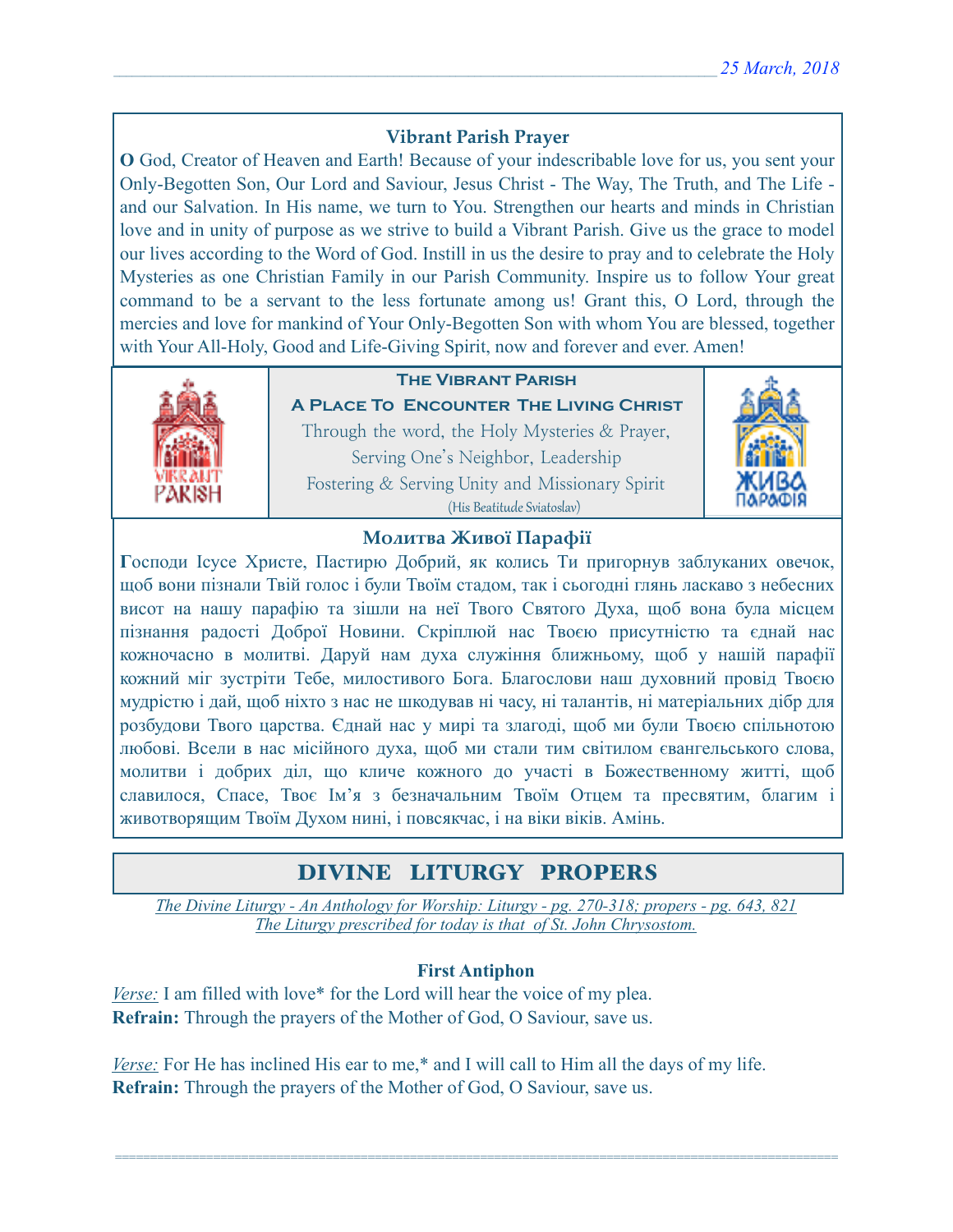### Vibrant Parish Prayer

**O** God, Creator of Heaven and Earth! Because of your indescribable love for us, you sent your Only-Begotten Son, Our Lord and Saviour, Jesus Christ - The Way, The Truth, and The Life - and our Salvation. In His name, we turn to You. Strengthen our hearts and minds in Christian love and in unity of purpose as we strive to build a Vibrant Parish. Give us the grace to model our lives according to the Word of God. Instill in us the desire to pray and to celebrate the Holy Mysteries as one Christian Family in our Parish Community. Inspire us to follow Your great command to be a servant to the less fortunate among us! Grant this, O Lord, through the mercies and love for mankind of Your Only-Begotten Son with whom You are blessed, together with Your All-Holy, Good and Life-Giving Spirit, now and forever and ever. Amen!

**The Vibrant Parish**

**A Place To Encounter The Living Christ**

Through the word, the Holy Mysteries & Prayer,
Serving One's Neighbor, Leadership
Fostering & Serving Unity and Missionary Spirit
(His Beatitude Sviatoslav)

### Молитва Живої Парафії

**Г**осподи Ісусе Христе, Пастирю Добрий, як колись Ти пригорнув заблуканих овечок, щоб вони пізнали Твій голос і були Твоїм стадом, так і сьогодні глянь ласкаво з небесних висот на нашу парафію та зішли на неї Твого Святого Духа, щоб вона була місцем пізнання радості Доброї Новини. Скріплюй нас Твоєю присутністю та єднай нас кожночасно в молитві. Даруй нам духа служіння ближньому, щоб у нашій парафії кожний міг зустріти Тебе, милостивого Бога. Благослови наш духовний провід Твоєю мудрістю і дай, щоб ніхто з нас не шкодував ні часу, ні талантів, ні матеріальних дібр для розбудови Твого царства. Єднай нас у мирі та злагоді, щоб ми були Твоєю спільнотою любові. Всели в нас місійного духа, щоб ми стали тим світилом євангельського слова, молитви і добрих діл, що кличе кожного до участі в Божественному житті, щоб славилося, Спасе, Твоє Ім'я з безначальним Твоїм Отцем та пресвятим, благим і животворящим Твоїм Духом нині, і повсякчас, і на віки віків. Амінь.

## DIVINE LITURGY PROPERS

*The Divine Liturgy - An Anthology for Worship: Liturgy - pg. 270-318; propers - pg. 643, 821*
*The Liturgy prescribed for today is that of St. John Chrysostom.*

**First Antiphon**

*Verse:* I am filled with love* for the Lord will hear the voice of my plea.
**Refrain:** Through the prayers of the Mother of God, O Saviour, save us.

*Verse:* For He has inclined His ear to me,* and I will call to Him all the days of my life.
**Refrain:** Through the prayers of the Mother of God, O Saviour, save us.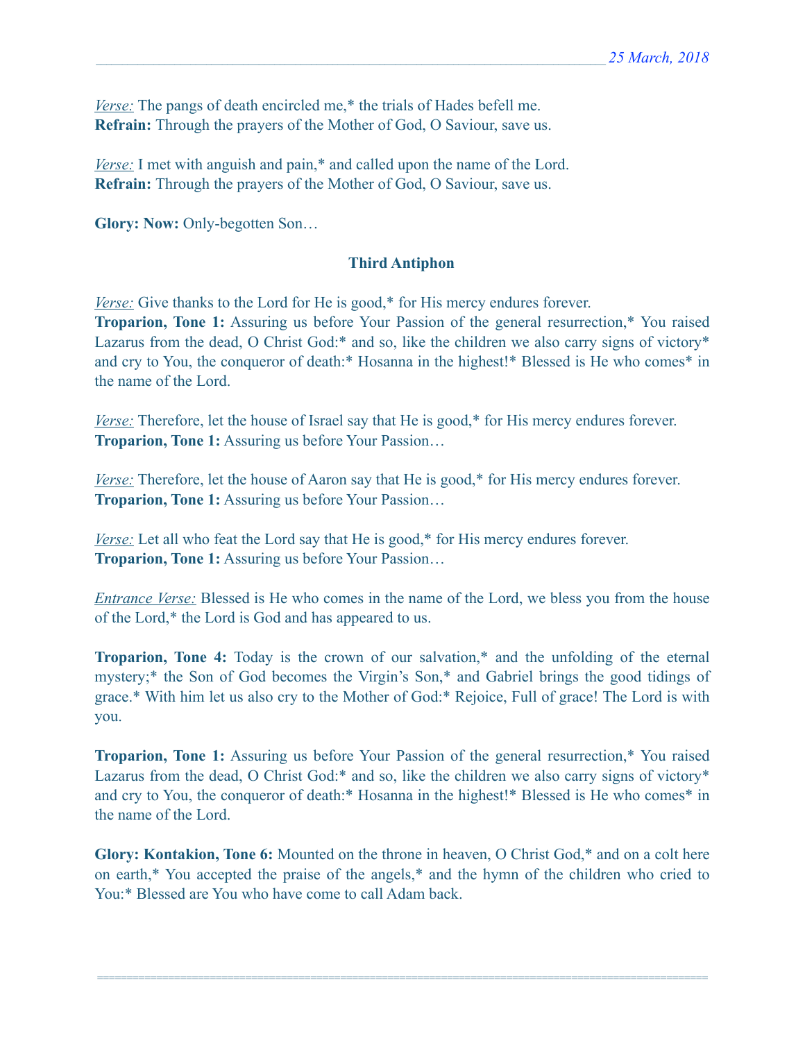*Verse:* The pangs of death encircled me,* the trials of Hades befell me.
**Refrain:** Through the prayers of the Mother of God, O Saviour, save us.

*Verse:* I met with anguish and pain,* and called upon the name of the Lord.
**Refrain:** Through the prayers of the Mother of God, O Saviour, save us.

**Glory: Now:** Only-begotten Son…

### Third Antiphon

*Verse:* Give thanks to the Lord for He is good,* for His mercy endures forever.
**Troparion, Tone 1:** Assuring us before Your Passion of the general resurrection,* You raised Lazarus from the dead, O Christ God:* and so, like the children we also carry signs of victory* and cry to You, the conqueror of death:* Hosanna in the highest!* Blessed is He who comes* in the name of the Lord.

*Verse:* Therefore, let the house of Israel say that He is good,* for His mercy endures forever.
**Troparion, Tone 1:** Assuring us before Your Passion…

*Verse:* Therefore, let the house of Aaron say that He is good,* for His mercy endures forever.
**Troparion, Tone 1:** Assuring us before Your Passion…

*Verse:* Let all who feat the Lord say that He is good,* for His mercy endures forever.
**Troparion, Tone 1:** Assuring us before Your Passion…

*Entrance Verse:* Blessed is He who comes in the name of the Lord, we bless you from the house of the Lord,* the Lord is God and has appeared to us.

**Troparion, Tone 4:** Today is the crown of our salvation,* and the unfolding of the eternal mystery;* the Son of God becomes the Virgin's Son,* and Gabriel brings the good tidings of grace.* With him let us also cry to the Mother of God:* Rejoice, Full of grace! The Lord is with you.

**Troparion, Tone 1:** Assuring us before Your Passion of the general resurrection,* You raised Lazarus from the dead, O Christ God:* and so, like the children we also carry signs of victory* and cry to You, the conqueror of death:* Hosanna in the highest!* Blessed is He who comes* in the name of the Lord.

**Glory: Kontakion, Tone 6:** Mounted on the throne in heaven, O Christ God,* and on a colt here on earth,* You accepted the praise of the angels,* and the hymn of the children who cried to You:* Blessed are You who have come to call Adam back.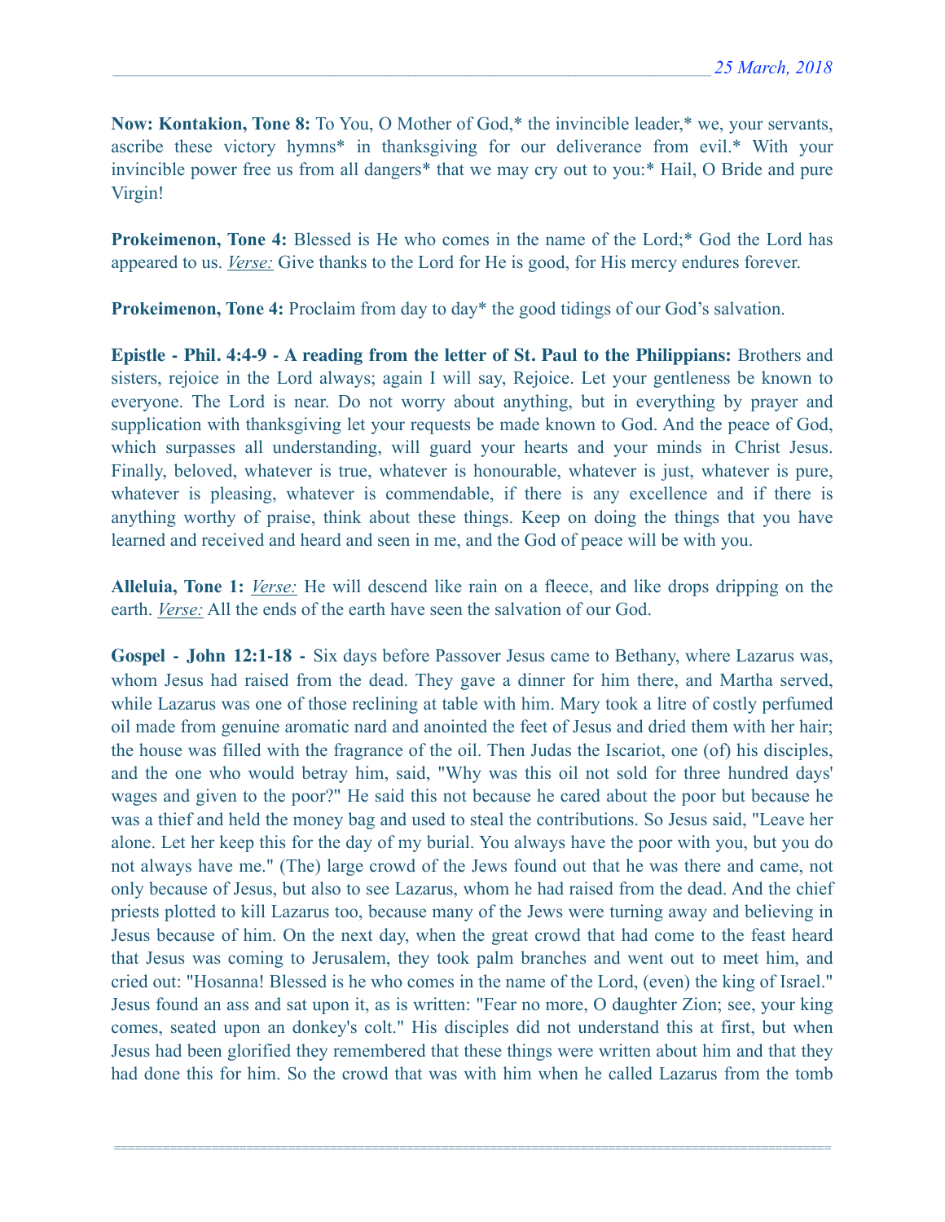**Now: Kontakion, Tone 8:** To You, O Mother of God,* the invincible leader,* we, your servants, ascribe these victory hymns* in thanksgiving for our deliverance from evil.* With your invincible power free us from all dangers* that we may cry out to you:* Hail, O Bride and pure Virgin!

**Prokeimenon, Tone 4:** Blessed is He who comes in the name of the Lord;* God the Lord has appeared to us. *Verse:* Give thanks to the Lord for He is good, for His mercy endures forever.

**Prokeimenon, Tone 4:** Proclaim from day to day* the good tidings of our God's salvation.

**Epistle - Phil. 4:4-9 - A reading from the letter of St. Paul to the Philippians:** Brothers and sisters, rejoice in the Lord always; again I will say, Rejoice. Let your gentleness be known to everyone. The Lord is near. Do not worry about anything, but in everything by prayer and supplication with thanksgiving let your requests be made known to God. And the peace of God, which surpasses all understanding, will guard your hearts and your minds in Christ Jesus. Finally, beloved, whatever is true, whatever is honourable, whatever is just, whatever is pure, whatever is pleasing, whatever is commendable, if there is any excellence and if there is anything worthy of praise, think about these things. Keep on doing the things that you have learned and received and heard and seen in me, and the God of peace will be with you.

**Alleluia, Tone 1:** *Verse:* He will descend like rain on a fleece, and like drops dripping on the earth. *Verse:* All the ends of the earth have seen the salvation of our God.

**Gospel - John 12:1-18 -** Six days before Passover Jesus came to Bethany, where Lazarus was, whom Jesus had raised from the dead. They gave a dinner for him there, and Martha served, while Lazarus was one of those reclining at table with him. Mary took a litre of costly perfumed oil made from genuine aromatic nard and anointed the feet of Jesus and dried them with her hair; the house was filled with the fragrance of the oil. Then Judas the Iscariot, one (of) his disciples, and the one who would betray him, said, "Why was this oil not sold for three hundred days' wages and given to the poor?" He said this not because he cared about the poor but because he was a thief and held the money bag and used to steal the contributions. So Jesus said, "Leave her alone. Let her keep this for the day of my burial. You always have the poor with you, but you do not always have me." (The) large crowd of the Jews found out that he was there and came, not only because of Jesus, but also to see Lazarus, whom he had raised from the dead. And the chief priests plotted to kill Lazarus too, because many of the Jews were turning away and believing in Jesus because of him. On the next day, when the great crowd that had come to the feast heard that Jesus was coming to Jerusalem, they took palm branches and went out to meet him, and cried out: "Hosanna! Blessed is he who comes in the name of the Lord, (even) the king of Israel." Jesus found an ass and sat upon it, as is written: "Fear no more, O daughter Zion; see, your king comes, seated upon an donkey's colt." His disciples did not understand this at first, but when Jesus had been glorified they remembered that these things were written about him and that they had done this for him. So the crowd that was with him when he called Lazarus from the tomb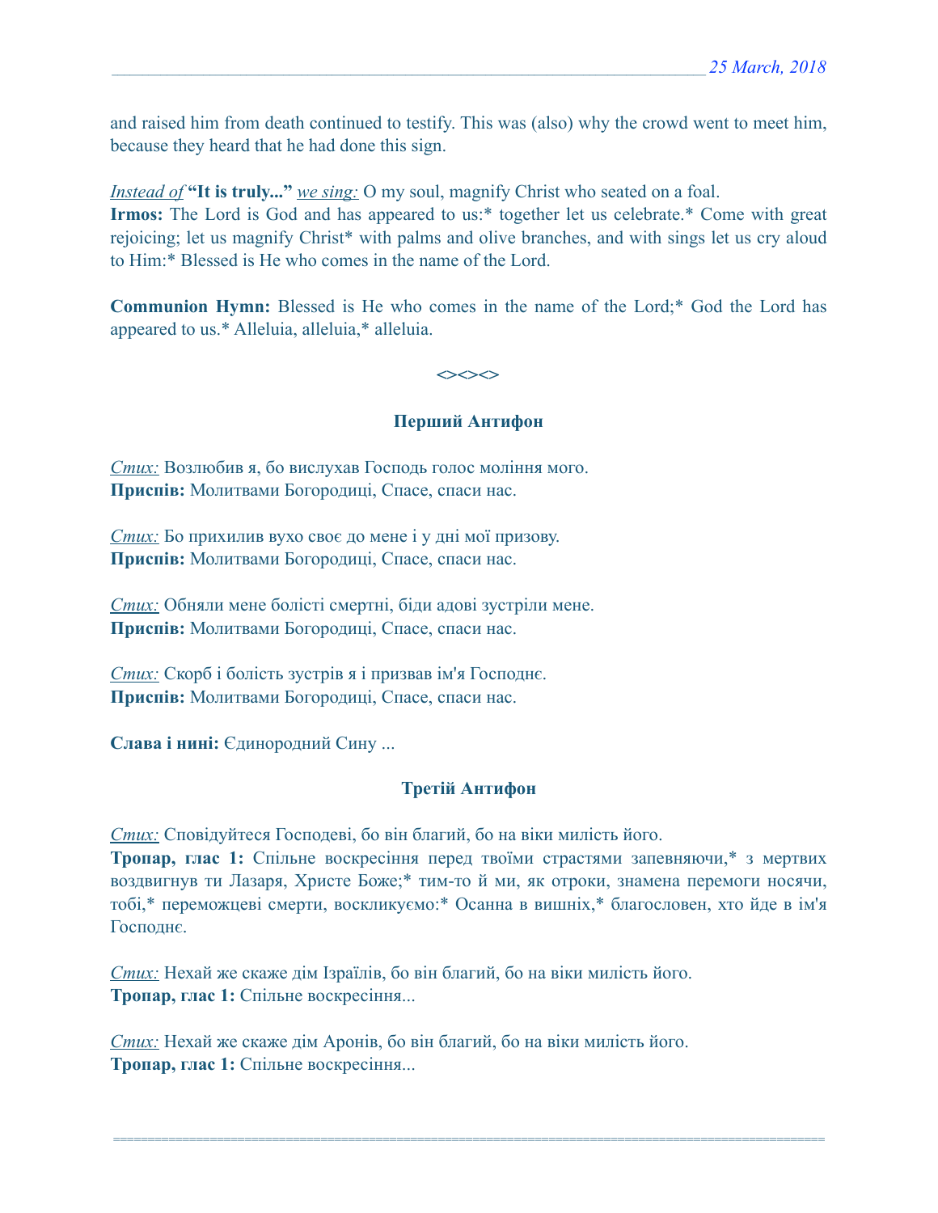and raised him from death continued to testify. This was (also) why the crowd went to meet him, because they heard that he had done this sign.

*Instead of* **"It is truly..."** *we sing:* O my soul, magnify Christ who seated on a foal.
**Irmos:** The Lord is God and has appeared to us:* together let us celebrate.* Come with great rejoicing; let us magnify Christ* with palms and olive branches, and with sings let us cry aloud to Him:* Blessed is He who comes in the name of the Lord.

**Communion Hymn:** Blessed is He who comes in the name of the Lord;* God the Lord has appeared to us.* Alleluia, alleluia,* alleluia.

<><><>

### Перший Антифон

*Стих:* Возлюбив я, бо вислухав Господь голос моління мого.
**Приспів:** Молитвами Богородиці, Спасе, спаси нас.

*Стих:* Бо прихилив вухо своє до мене і у дні мої призову.
**Приспів:** Молитвами Богородиці, Спасе, спаси нас.

*Стих:* Обняли мене болісті смертні, біди адові зустріли мене.
**Приспів:** Молитвами Богородиці, Спасе, спаси нас.

*Стих:* Скорб і болість зустрів я і призвав ім'я Господнє.
**Приспів:** Молитвами Богородиці, Спасе, спаси нас.

**Слава і нині:** Єдинородний Сину ...

### Третій Антифон

*Стих:* Сповідуйтеся Господеві, бо він благий, бо на віки милість його.
**Тропар, глас 1:** Спільне воскресіння перед твоїми страстями запевняючи,* з мертвих воздвигнув ти Лазаря, Христе Боже;* тим-то й ми, як отроки, знамена перемоги носячи, тобі,* переможцеві смерти, воскликуємо:* Осанна в вишніх,* благословен, хто йде в ім'я Господнє.

*Стих:* Нехай же скаже дім Ізраїлів, бо він благий, бо на віки милість його.
**Тропар, глас 1:** Спільне воскресіння...

*Стих:* Нехай же скаже дім Аронів, бо він благий, бо на віки милість його.
**Тропар, глас 1:** Спільне воскресіння...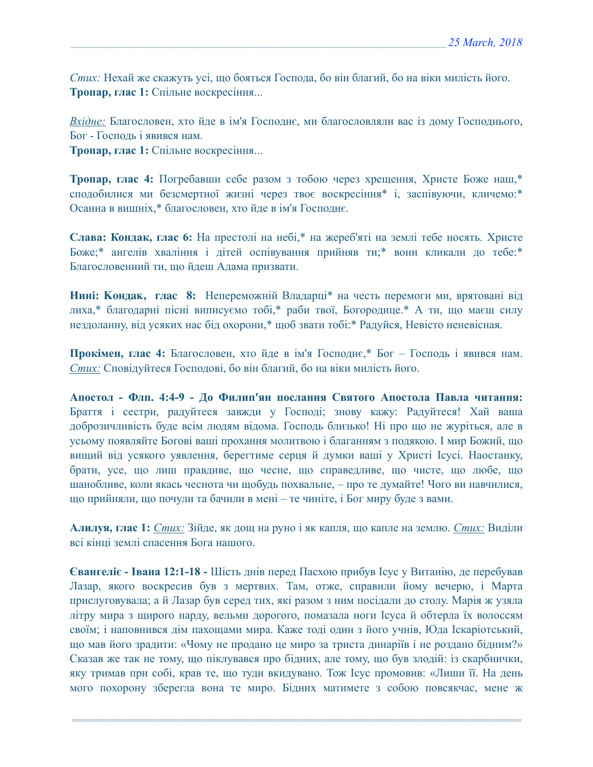*Стих:* Нехай же скажуть усі, що бояться Господа, бо він благий, бо на віки милість його.
**Тропар, глас 1:** Спільне воскресіння...

*Вхідне:* Благословен, хто йде в ім'я Господнє, ми благословляли вас із дому Господнього, Бог - Господь і явився нам.
**Тропар, глас 1:** Спільне воскресіння...

**Тропар, глас 4:** Погребавши себе разом з тобою через хрещення, Христе Боже наш,* сподобилися ми безсмертної жизні через твоє воскресіння* і, заспівуючи, кличемо:* Осанна в вишніх,* благословен, хто йде в ім'я Господнє.

**Слава: Кондак, глас 6:** На престолі на небі,* на жереб'яті на землі тебе носять. Христе Боже;* ангелів хваління і дітей оспівування прийняв ти;* вони кликали до тебе:* Благословенний ти, що йдеш Адама призвати.

**Нині: Кондак, глас 8:** Непереможній Владарці* на честь перемоги ми, врятовані від лиха,* благодарні пісні виписуємо тобі,* раби твої, Богородице.* А ти, що маєш силу нездоланну, від усяких нас бід охорони,* щоб звати тобі:* Радуйся, Невісто неневісная.

**Прокімен, глас 4:** Благословен, хто йде в ім'я Господнє,* Бог – Господь і явився нам. *Стих:* Сповідуйтеся Господові, бо він благий, бо на віки милість його.

**Апостол - Флп. 4:4-9 - До Филип'ян послання Святого Апостола Павла читання:** Браття і сестри, радуйтеся завжди у Господі; знову кажу: Радуйтеся! Хай ваша доброзичливість буде всім людям відома. Господь близько! Ні про що не журіться, але в усьому появляйте Богові ваші прохання молитвою і благанням з подякою. І мир Божий, що вищий від усякого уявлення, берегтиме серця й думки ваші у Христі Ісусі. Наостанку, брати, усе, що лиш правдиве, що чесне, що справедливе, що чисте, що любе, що шанобливе, коли якась чеснота чи щобудь похвальне, – про те думайте! Чого ви навчилися, що прийняли, що почули та бачили в мені – те чиніте, і Бог миру буде з вами.

**Алилуя, глас 1:** *Стих:* Зійде, як дощ на руно і як капля, що капле на землю. *Стих:* Виділи всі кінці землі спасення Бога нашого.

**Євангеліє - Івана 12:1-18 -** Шість днів перед Пасхою прибув Ісус у Витанію, де перебував Лазар, якого воскресив був з мертвих. Там, отже, справили йому вечерю, і Марта прислуговувала; а й Лазар був серед тих, які разом з ним посідали до столу. Марія ж узяла літру мира з щирого нарду, вельми дорогого, помазала ноги Ісуса й обтерла їх волоссям своїм; і наповнився дім пахощами мира. Каже тоді один з його учнів, Юда Іскаріотський, що мав його зрадити: «Чому не продано це миро за триста динаріїв і не роздано бідним?» Сказав же так не тому, що піклувався про бідних, але тому, що був злодій: із скарбнички, яку тримав при собі, крав те, що туди вкидувано. Тож Ісус промовив: «Лиши її. На день мого похорону зберегла вона те миро. Бідних матимете з собою повсякчас, мене ж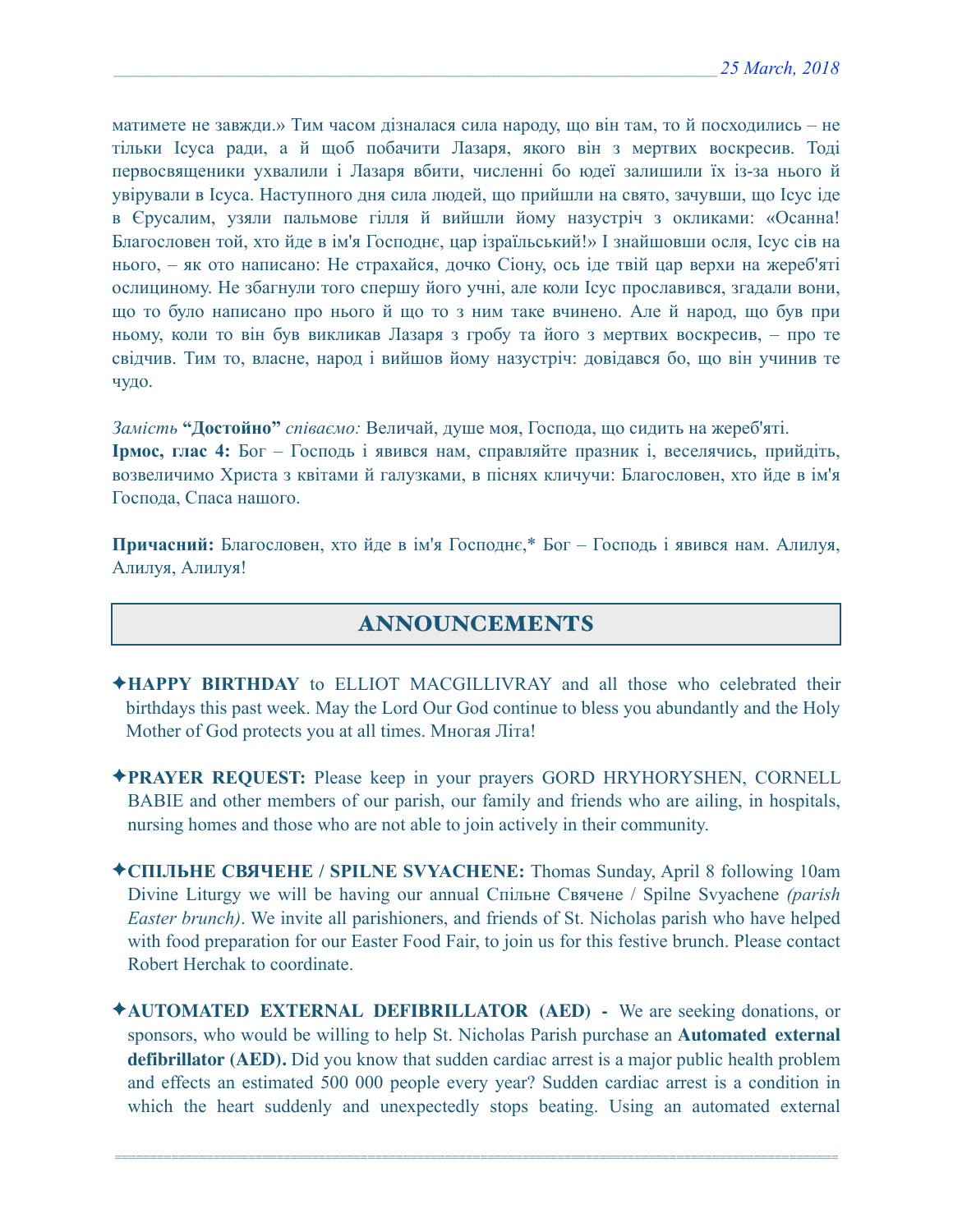матимете не завжди.» Тим часом дізналася сила народу, що він там, то й посходились – не тільки Ісуса ради, а й щоб побачити Лазаря, якого він з мертвих воскресив. Тоді первосвященики ухвалили і Лазаря вбити, численні бо юдеї залишили їх із-за нього й увірували в Ісуса. Наступного дня сила людей, що прийшли на свято, зачувши, що Ісус іде в Єрусалим, узяли пальмове гілля й вийшли йому назустріч з окликами: «Осанна! Благословен той, хто йде в ім'я Господнє, цар ізраїльський!» І знайшовши осля, Ісус сів на нього, – як ото написано: Не страхайся, дочко Сіону, ось іде твій цар верхи на жереб'яті ослициному. Не збагнули того спершу його учні, але коли Ісус прославився, згадали вони, що то було написано про нього й що то з ним таке вчинено. Але й народ, що був при ньому, коли то він був викликав Лазаря з гробу та його з мертвих воскресив, – про те свідчив. Тим то, власне, народ і вийшов йому назустріч: довідався бо, що він учинив те чудо.

*Замість* **"Достойно"** *співаємо:* Величай, душе моя, Господа, що сидить на жереб'яті.
**Ірмос, глас 4:** Бог – Господь і явився нам, справляйте празник і, веселячись, прийдіть, возвеличимо Христа з квітами й галузками, в піснях кличучи: Благословен, хто йде в ім'я Господа, Спаса нашого.

**Причасний:** Благословен, хто йде в ім'я Господнє,* Бог – Господь і явився нам. Алилуя, Алилуя, Алилуя!

## ANNOUNCEMENTS

✦**HAPPY BIRTHDAY** to ELLIOT MACGILLIVRAY and all those who celebrated their birthdays this past week. May the Lord Our God continue to bless you abundantly and the Holy Mother of God protects you at all times. Многая Літа!

✦**PRAYER REQUEST:** Please keep in your prayers GORD HRYHORYSHEN, CORNELL BABIE and other members of our parish, our family and friends who are ailing, in hospitals, nursing homes and those who are not able to join actively in their community.

✦**СПІЛЬНЕ СВЯЧЕНЕ / SPILNE SVYACHENE:** Thomas Sunday, April 8 following 10am Divine Liturgy we will be having our annual Спільне Свячене / Spilne Svyachene *(parish Easter brunch)*. We invite all parishioners, and friends of St. Nicholas parish who have helped with food preparation for our Easter Food Fair, to join us for this festive brunch. Please contact Robert Herchak to coordinate.

✦**AUTOMATED EXTERNAL DEFIBRILLATOR (AED) -** We are seeking donations, or sponsors, who would be willing to help St. Nicholas Parish purchase an **Automated external defibrillator (AED).** Did you know that sudden cardiac arrest is a major public health problem and effects an estimated 500 000 people every year? Sudden cardiac arrest is a condition in which the heart suddenly and unexpectedly stops beating. Using an automated external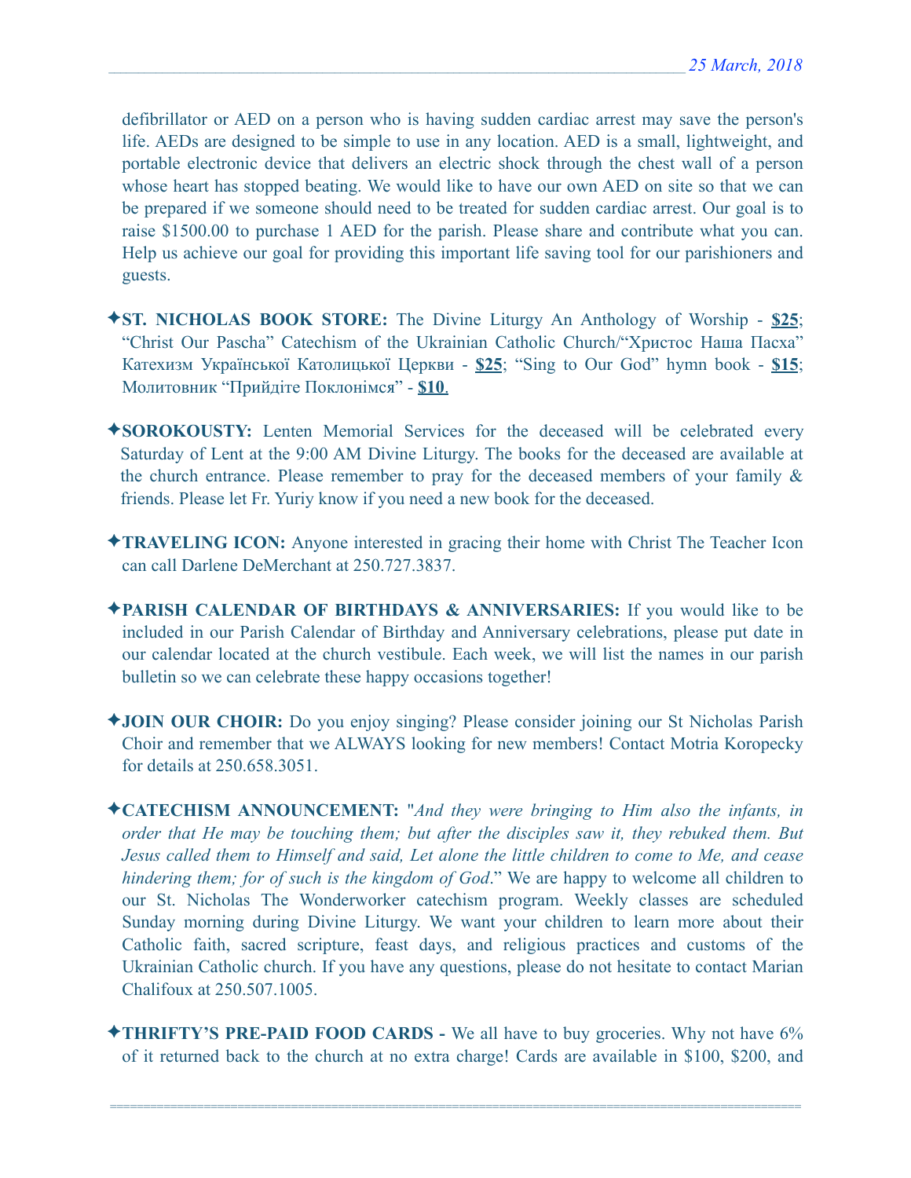defibrillator or AED on a person who is having sudden cardiac arrest may save the person's life. AEDs are designed to be simple to use in any location. AED is a small, lightweight, and portable electronic device that delivers an electric shock through the chest wall of a person whose heart has stopped beating. We would like to have our own AED on site so that we can be prepared if we someone should need to be treated for sudden cardiac arrest. Our goal is to raise $1500.00 to purchase 1 AED for the parish. Please share and contribute what you can. Help us achieve our goal for providing this important life saving tool for our parishioners and guests.

✦**ST. NICHOLAS BOOK STORE:** The Divine Liturgy An Anthology of Worship - **$25**; "Christ Our Pascha" Catechism of the Ukrainian Catholic Church/"Христос Наша Пасха" Катехизм Української Католицької Церкви - **$25**; "Sing to Our God" hymn book - **$15**; Молитовник "Прийдіте Поклонімся" - **$10**.

✦**SOROKOUSTY:** Lenten Memorial Services for the deceased will be celebrated every Saturday of Lent at the 9:00 AM Divine Liturgy. The books for the deceased are available at the church entrance. Please remember to pray for the deceased members of your family & friends. Please let Fr. Yuriy know if you need a new book for the deceased.

✦**TRAVELING ICON:** Anyone interested in gracing their home with Christ The Teacher Icon can call Darlene DeMerchant at 250.727.3837.

✦**PARISH CALENDAR OF BIRTHDAYS & ANNIVERSARIES:** If you would like to be included in our Parish Calendar of Birthday and Anniversary celebrations, please put date in our calendar located at the church vestibule. Each week, we will list the names in our parish bulletin so we can celebrate these happy occasions together!

✦**JOIN OUR CHOIR:** Do you enjoy singing? Please consider joining our St Nicholas Parish Choir and remember that we ALWAYS looking for new members! Contact Motria Koropecky for details at 250.658.3051.

✦**CATECHISM ANNOUNCEMENT:** "*And they were bringing to Him also the infants, in order that He may be touching them; but after the disciples saw it, they rebuked them. But Jesus called them to Himself and said, Let alone the little children to come to Me, and cease hindering them; for of such is the kingdom of God*." We are happy to welcome all children to our St. Nicholas The Wonderworker catechism program. Weekly classes are scheduled Sunday morning during Divine Liturgy. We want your children to learn more about their Catholic faith, sacred scripture, feast days, and religious practices and customs of the Ukrainian Catholic church. If you have any questions, please do not hesitate to contact Marian Chalifoux at 250.507.1005.

✦**THRIFTY'S PRE-PAID FOOD CARDS -** We all have to buy groceries. Why not have 6% of it returned back to the church at no extra charge! Cards are available in $100, $200, and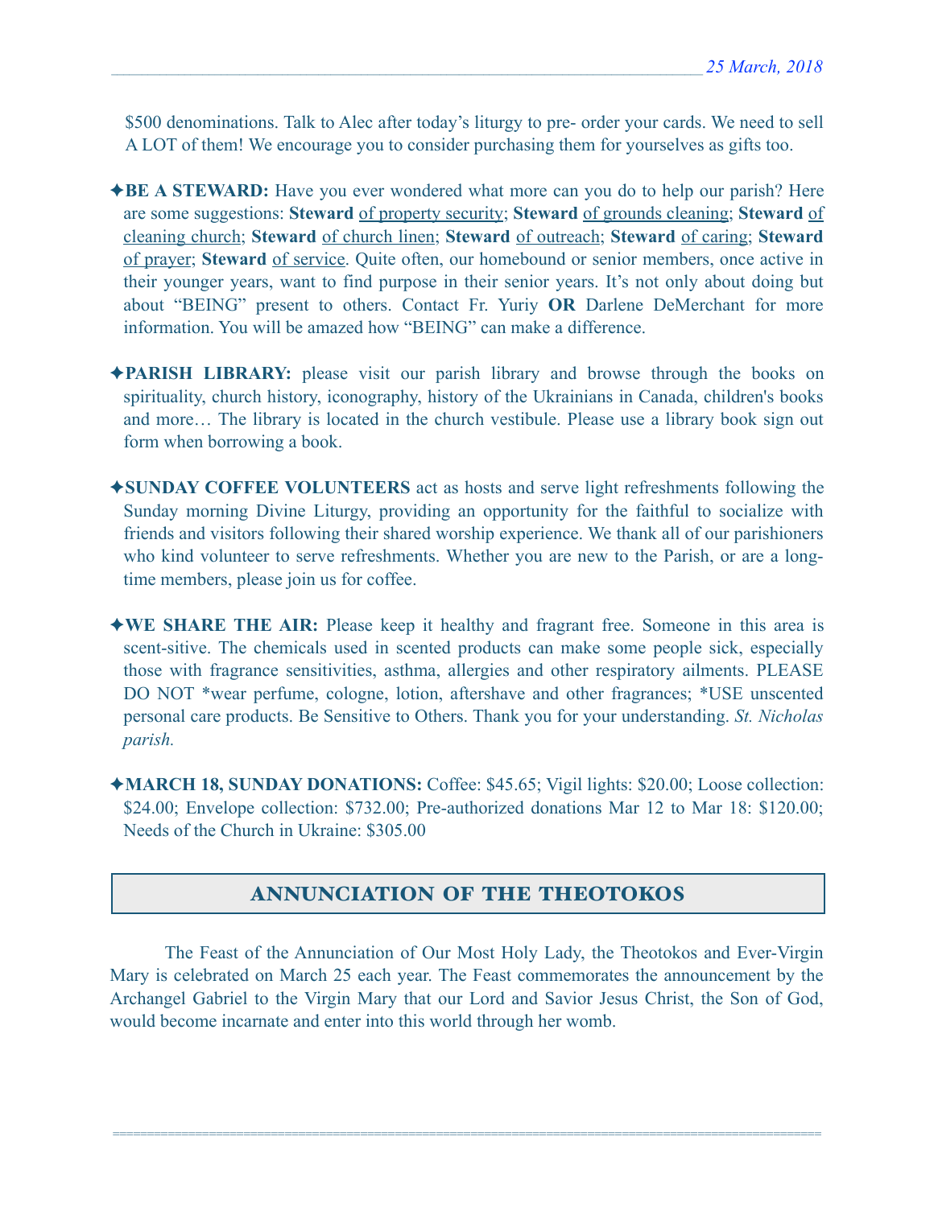$500 denominations. Talk to Alec after today's liturgy to pre- order your cards. We need to sell A LOT of them! We encourage you to consider purchasing them for yourselves as gifts too.

✦**BE A STEWARD:** Have you ever wondered what more can you do to help our parish? Here are some suggestions: **Steward** of property security; **Steward** of grounds cleaning; **Steward** of cleaning church; **Steward** of church linen; **Steward** of outreach; **Steward** of caring; **Steward** of prayer; **Steward** of service. Quite often, our homebound or senior members, once active in their younger years, want to find purpose in their senior years. It's not only about doing but about "BEING" present to others. Contact Fr. Yuriy **OR** Darlene DeMerchant for more information. You will be amazed how "BEING" can make a difference.

✦**PARISH LIBRARY:** please visit our parish library and browse through the books on spirituality, church history, iconography, history of the Ukrainians in Canada, children's books and more… The library is located in the church vestibule. Please use a library book sign out form when borrowing a book.

✦**SUNDAY COFFEE VOLUNTEERS** act as hosts and serve light refreshments following the Sunday morning Divine Liturgy, providing an opportunity for the faithful to socialize with friends and visitors following their shared worship experience. We thank all of our parishioners who kind volunteer to serve refreshments. Whether you are new to the Parish, or are a long-time members, please join us for coffee.

✦**WE SHARE THE AIR:** Please keep it healthy and fragrant free. Someone in this area is scent-sitive. The chemicals used in scented products can make some people sick, especially those with fragrance sensitivities, asthma, allergies and other respiratory ailments. PLEASE DO NOT *wear perfume, cologne, lotion, aftershave and other fragrances; *USE unscented personal care products. Be Sensitive to Others. Thank you for your understanding. *St. Nicholas parish.*

✦**MARCH 18, SUNDAY DONATIONS:** Coffee: $45.65; Vigil lights: $20.00; Loose collection: $24.00; Envelope collection: $732.00; Pre-authorized donations Mar 12 to Mar 18: $120.00; Needs of the Church in Ukraine: $305.00

## ANNUNCIATION OF THE THEOTOKOS

The Feast of the Annunciation of Our Most Holy Lady, the Theotokos and Ever-Virgin Mary is celebrated on March 25 each year. The Feast commemorates the announcement by the Archangel Gabriel to the Virgin Mary that our Lord and Savior Jesus Christ, the Son of God, would become incarnate and enter into this world through her womb.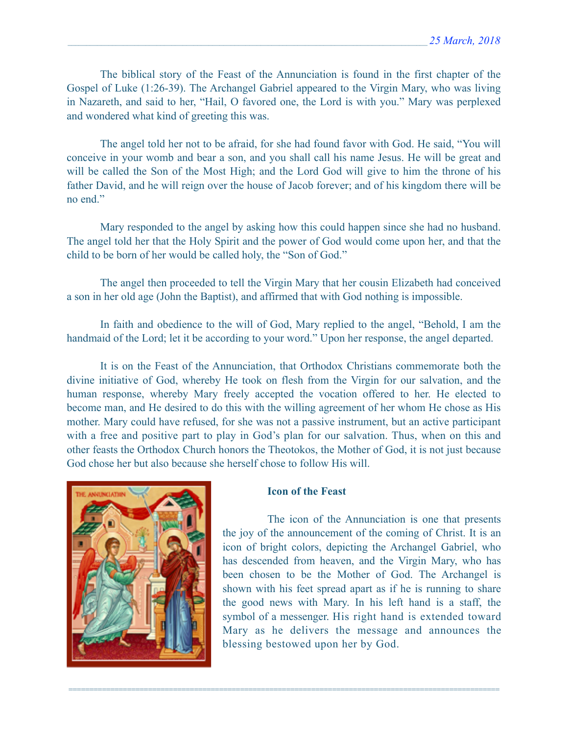The biblical story of the Feast of the Annunciation is found in the first chapter of the Gospel of Luke (1:26-39). The Archangel Gabriel appeared to the Virgin Mary, who was living in Nazareth, and said to her, "Hail, O favored one, the Lord is with you." Mary was perplexed and wondered what kind of greeting this was.

The angel told her not to be afraid, for she had found favor with God. He said, "You will conceive in your womb and bear a son, and you shall call his name Jesus. He will be great and will be called the Son of the Most High; and the Lord God will give to him the throne of his father David, and he will reign over the house of Jacob forever; and of his kingdom there will be no end."

Mary responded to the angel by asking how this could happen since she had no husband. The angel told her that the Holy Spirit and the power of God would come upon her, and that the child to be born of her would be called holy, the "Son of God."

The angel then proceeded to tell the Virgin Mary that her cousin Elizabeth had conceived a son in her old age (John the Baptist), and affirmed that with God nothing is impossible.

In faith and obedience to the will of God, Mary replied to the angel, "Behold, I am the handmaid of the Lord; let it be according to your word." Upon her response, the angel departed.

It is on the Feast of the Annunciation, that Orthodox Christians commemorate both the divine initiative of God, whereby He took on flesh from the Virgin for our salvation, and the human response, whereby Mary freely accepted the vocation offered to her. He elected to become man, and He desired to do this with the willing agreement of her whom He chose as His mother. Mary could have refused, for she was not a passive instrument, but an active participant with a free and positive part to play in God's plan for our salvation. Thus, when on this and other feasts the Orthodox Church honors the Theotokos, the Mother of God, it is not just because God chose her but also because she herself chose to follow His will.

**Icon of the Feast**

The icon of the Annunciation is one that presents the joy of the announcement of the coming of Christ. It is an icon of bright colors, depicting the Archangel Gabriel, who has descended from heaven, and the Virgin Mary, who has been chosen to be the Mother of God. The Archangel is shown with his feet spread apart as if he is running to share the good news with Mary. In his left hand is a staff, the symbol of a messenger. His right hand is extended toward Mary as he delivers the message and announces the blessing bestowed upon her by God.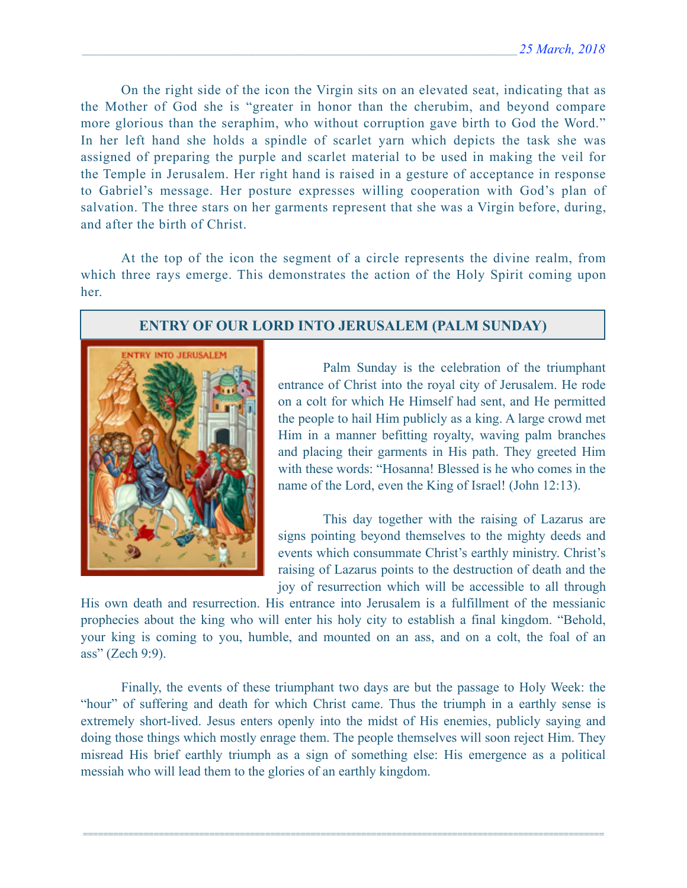On the right side of the icon the Virgin sits on an elevated seat, indicating that as the Mother of God she is "greater in honor than the cherubim, and beyond compare more glorious than the seraphim, who without corruption gave birth to God the Word." In her left hand she holds a spindle of scarlet yarn which depicts the task she was assigned of preparing the purple and scarlet material to be used in making the veil for the Temple in Jerusalem. Her right hand is raised in a gesture of acceptance in response to Gabriel's message. Her posture expresses willing cooperation with God's plan of salvation. The three stars on her garments represent that she was a Virgin before, during, and after the birth of Christ.

At the top of the icon the segment of a circle represents the divine realm, from which three rays emerge. This demonstrates the action of the Holy Spirit coming upon her.

## ENTRY OF OUR LORD INTO JERUSALEM (PALM SUNDAY)

Palm Sunday is the celebration of the triumphant entrance of Christ into the royal city of Jerusalem. He rode on a colt for which He Himself had sent, and He permitted the people to hail Him publicly as a king. A large crowd met Him in a manner befitting royalty, waving palm branches and placing their garments in His path. They greeted Him with these words: "Hosanna! Blessed is he who comes in the name of the Lord, even the King of Israel! (John 12:13).

This day together with the raising of Lazarus are signs pointing beyond themselves to the mighty deeds and events which consummate Christ's earthly ministry. Christ's raising of Lazarus points to the destruction of death and the joy of resurrection which will be accessible to all through His own death and resurrection. His entrance into Jerusalem is a fulfillment of the messianic prophecies about the king who will enter his holy city to establish a final kingdom. "Behold, your king is coming to you, humble, and mounted on an ass, and on a colt, the foal of an ass" (Zech 9:9).

Finally, the events of these triumphant two days are but the passage to Holy Week: the "hour" of suffering and death for which Christ came. Thus the triumph in a earthly sense is extremely short-lived. Jesus enters openly into the midst of His enemies, publicly saying and doing those things which mostly enrage them. The people themselves will soon reject Him. They misread His brief earthly triumph as a sign of something else: His emergence as a political messiah who will lead them to the glories of an earthly kingdom.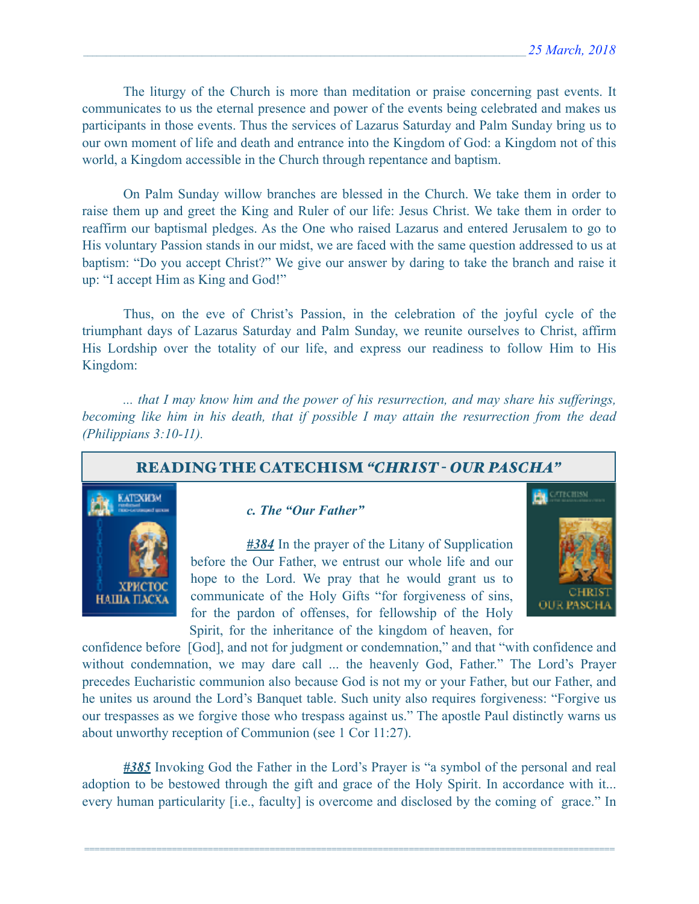The liturgy of the Church is more than meditation or praise concerning past events. It communicates to us the eternal presence and power of the events being celebrated and makes us participants in those events. Thus the services of Lazarus Saturday and Palm Sunday bring us to our own moment of life and death and entrance into the Kingdom of God: a Kingdom not of this world, a Kingdom accessible in the Church through repentance and baptism.

On Palm Sunday willow branches are blessed in the Church. We take them in order to raise them up and greet the King and Ruler of our life: Jesus Christ. We take them in order to reaffirm our baptismal pledges. As the One who raised Lazarus and entered Jerusalem to go to His voluntary Passion stands in our midst, we are faced with the same question addressed to us at baptism: "Do you accept Christ?" We give our answer by daring to take the branch and raise it up: "I accept Him as King and God!"

Thus, on the eve of Christ's Passion, in the celebration of the joyful cycle of the triumphant days of Lazarus Saturday and Palm Sunday, we reunite ourselves to Christ, affirm His Lordship over the totality of our life, and express our readiness to follow Him to His Kingdom:

*... that I may know him and the power of his resurrection, and may share his sufferings, becoming like him in his death, that if possible I may attain the resurrection from the dead (Philippians 3:10-11).*

## READING THE CATECHISM *"CHRIST - OUR PASCHA"*

### *c. The "Our Father"*

***#384*** In the prayer of the Litany of Supplication before the Our Father, we entrust our whole life and our hope to the Lord. We pray that he would grant us to communicate of the Holy Gifts "for forgiveness of sins, for the pardon of offenses, for fellowship of the Holy Spirit, for the inheritance of the kingdom of heaven, for confidence before [God], and not for judgment or condemnation," and that "with confidence and without condemnation, we may dare call ... the heavenly God, Father." The Lord's Prayer precedes Eucharistic communion also because God is not my or your Father, but our Father, and he unites us around the Lord's Banquet table. Such unity also requires forgiveness: "Forgive us our trespasses as we forgive those who trespass against us." The apostle Paul distinctly warns us about unworthy reception of Communion (see 1 Cor 11:27).

***#385*** Invoking God the Father in the Lord's Prayer is "a symbol of the personal and real adoption to be bestowed through the gift and grace of the Holy Spirit. In accordance with it... every human particularity [i.e., faculty] is overcome and disclosed by the coming of grace." In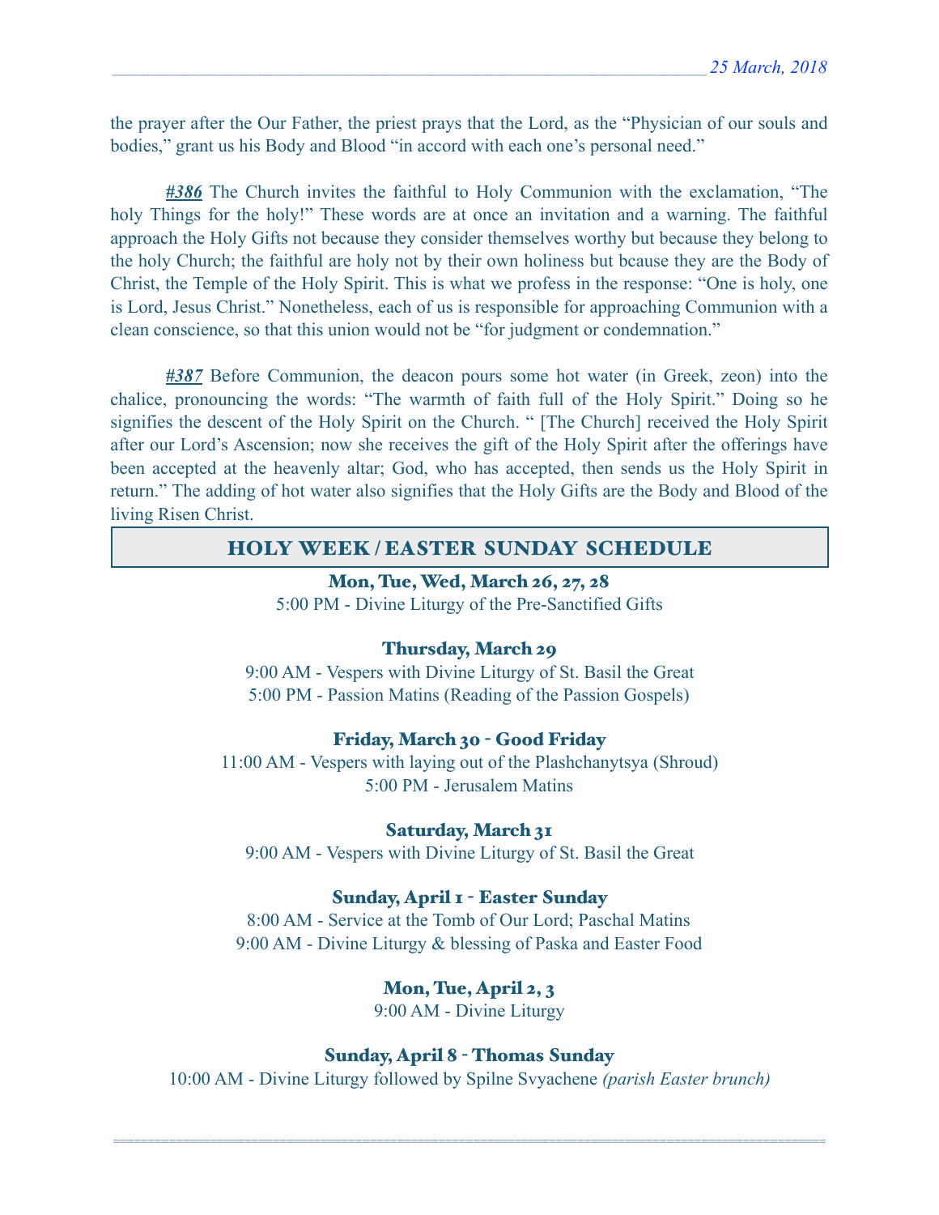the prayer after the Our Father, the priest prays that the Lord, as the "Physician of our souls and bodies," grant us his Body and Blood "in accord with each one's personal need."

***#386*** The Church invites the faithful to Holy Communion with the exclamation, "The holy Things for the holy!" These words are at once an invitation and a warning. The faithful approach the Holy Gifts not because they consider themselves worthy but because they belong to the holy Church; the faithful are holy not by their own holiness but bcause they are the Body of Christ, the Temple of the Holy Spirit. This is what we profess in the response: "One is holy, one is Lord, Jesus Christ." Nonetheless, each of us is responsible for approaching Communion with a clean conscience, so that this union would not be "for judgment or condemnation."

***#387*** Before Communion, the deacon pours some hot water (in Greek, zeon) into the chalice, pronouncing the words: "The warmth of faith full of the Holy Spirit." Doing so he signifies the descent of the Holy Spirit on the Church. " [The Church] received the Holy Spirit after our Lord's Ascension; now she receives the gift of the Holy Spirit after the offerings have been accepted at the heavenly altar; God, who has accepted, then sends us the Holy Spirit in return." The adding of hot water also signifies that the Holy Gifts are the Body and Blood of the living Risen Christ.

## HOLY WEEK / EASTER SUNDAY SCHEDULE

**Mon, Tue, Wed, March 26, 27, 28**
5:00 PM - Divine Liturgy of the Pre-Sanctified Gifts

**Thursday, March 29**
9:00 AM - Vespers with Divine Liturgy of St. Basil the Great
5:00 PM - Passion Matins (Reading of the Passion Gospels)

**Friday, March 30 - Good Friday**
11:00 AM - Vespers with laying out of the Plashchanytsya (Shroud)
5:00 PM - Jerusalem Matins

**Saturday, March 31**
9:00 AM - Vespers with Divine Liturgy of St. Basil the Great

**Sunday, April 1 - Easter Sunday**
8:00 AM - Service at the Tomb of Our Lord; Paschal Matins
9:00 AM - Divine Liturgy & blessing of Paska and Easter Food

**Mon, Tue, April 2, 3**
9:00 AM - Divine Liturgy

**Sunday, April 8 - Thomas Sunday**
10:00 AM - Divine Liturgy followed by Spilne Svyachene *(parish Easter brunch)*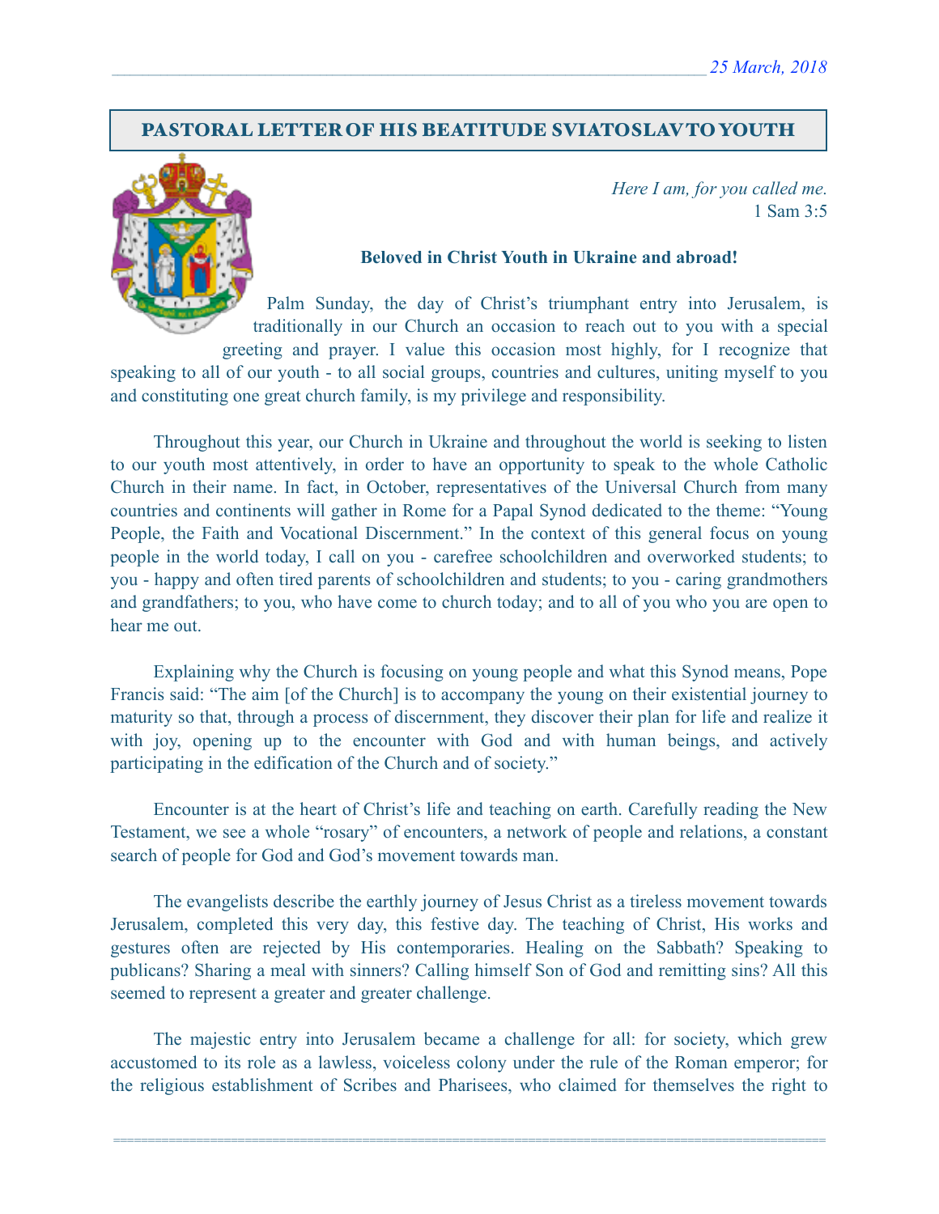25 March, 2018

## PASTORAL LETTER OF HIS BEATITUDE SVIATOSLAV TO YOUTH

*Here I am, for you called me.*
1 Sam 3:5

**Beloved in Christ Youth in Ukraine and abroad!**

Palm Sunday, the day of Christ's triumphant entry into Jerusalem, is traditionally in our Church an occasion to reach out to you with a special greeting and prayer. I value this occasion most highly, for I recognize that speaking to all of our youth - to all social groups, countries and cultures, uniting myself to you and constituting one great church family, is my privilege and responsibility.

Throughout this year, our Church in Ukraine and throughout the world is seeking to listen to our youth most attentively, in order to have an opportunity to speak to the whole Catholic Church in their name. In fact, in October, representatives of the Universal Church from many countries and continents will gather in Rome for a Papal Synod dedicated to the theme: "Young People, the Faith and Vocational Discernment." In the context of this general focus on young people in the world today, I call on you - carefree schoolchildren and overworked students; to you - happy and often tired parents of schoolchildren and students; to you - caring grandmothers and grandfathers; to you, who have come to church today; and to all of you who you are open to hear me out.

Explaining why the Church is focusing on young people and what this Synod means, Pope Francis said: "The aim [of the Church] is to accompany the young on their existential journey to maturity so that, through a process of discernment, they discover their plan for life and realize it with joy, opening up to the encounter with God and with human beings, and actively participating in the edification of the Church and of society."

Encounter is at the heart of Christ's life and teaching on earth. Carefully reading the New Testament, we see a whole "rosary" of encounters, a network of people and relations, a constant search of people for God and God's movement towards man.

The evangelists describe the earthly journey of Jesus Christ as a tireless movement towards Jerusalem, completed this very day, this festive day. The teaching of Christ, His works and gestures often are rejected by His contemporaries. Healing on the Sabbath? Speaking to publicans? Sharing a meal with sinners? Calling himself Son of God and remitting sins? All this seemed to represent a greater and greater challenge.

The majestic entry into Jerusalem became a challenge for all: for society, which grew accustomed to its role as a lawless, voiceless colony under the rule of the Roman emperor; for the religious establishment of Scribes and Pharisees, who claimed for themselves the right to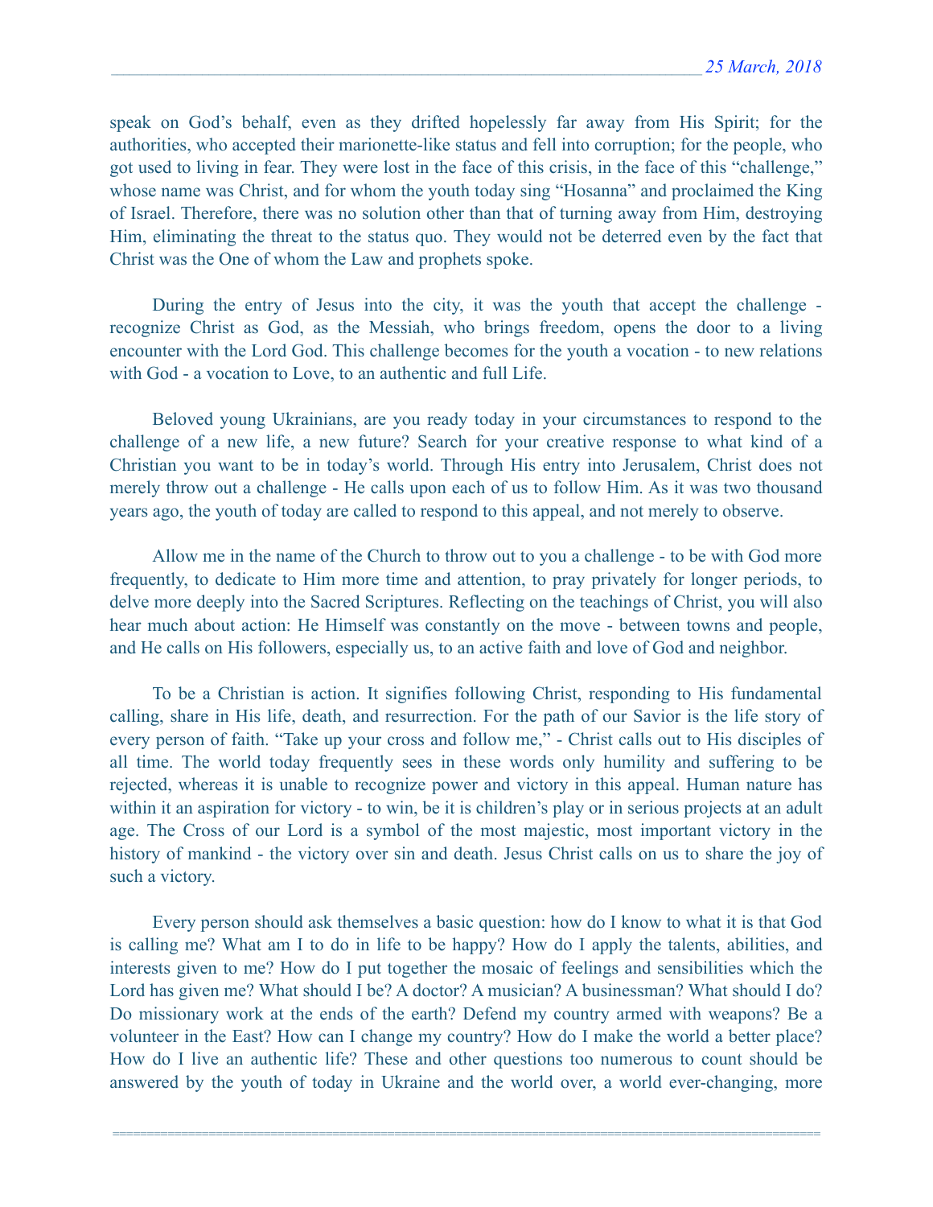speak on God's behalf, even as they drifted hopelessly far away from His Spirit; for the authorities, who accepted their marionette-like status and fell into corruption; for the people, who got used to living in fear. They were lost in the face of this crisis, in the face of this "challenge," whose name was Christ, and for whom the youth today sing "Hosanna" and proclaimed the King of Israel. Therefore, there was no solution other than that of turning away from Him, destroying Him, eliminating the threat to the status quo. They would not be deterred even by the fact that Christ was the One of whom the Law and prophets spoke.

During the entry of Jesus into the city, it was the youth that accept the challenge - recognize Christ as God, as the Messiah, who brings freedom, opens the door to a living encounter with the Lord God. This challenge becomes for the youth a vocation - to new relations with God - a vocation to Love, to an authentic and full Life.

Beloved young Ukrainians, are you ready today in your circumstances to respond to the challenge of a new life, a new future? Search for your creative response to what kind of a Christian you want to be in today's world. Through His entry into Jerusalem, Christ does not merely throw out a challenge - He calls upon each of us to follow Him. As it was two thousand years ago, the youth of today are called to respond to this appeal, and not merely to observe.

Allow me in the name of the Church to throw out to you a challenge - to be with God more frequently, to dedicate to Him more time and attention, to pray privately for longer periods, to delve more deeply into the Sacred Scriptures. Reflecting on the teachings of Christ, you will also hear much about action: He Himself was constantly on the move - between towns and people, and He calls on His followers, especially us, to an active faith and love of God and neighbor.

To be a Christian is action. It signifies following Christ, responding to His fundamental calling, share in His life, death, and resurrection. For the path of our Savior is the life story of every person of faith. "Take up your cross and follow me," - Christ calls out to His disciples of all time. The world today frequently sees in these words only humility and suffering to be rejected, whereas it is unable to recognize power and victory in this appeal. Human nature has within it an aspiration for victory - to win, be it is children's play or in serious projects at an adult age. The Cross of our Lord is a symbol of the most majestic, most important victory in the history of mankind - the victory over sin and death. Jesus Christ calls on us to share the joy of such a victory.

Every person should ask themselves a basic question: how do I know to what it is that God is calling me? What am I to do in life to be happy? How do I apply the talents, abilities, and interests given to me? How do I put together the mosaic of feelings and sensibilities which the Lord has given me? What should I be? A doctor? A musician? A businessman? What should I do? Do missionary work at the ends of the earth? Defend my country armed with weapons? Be a volunteer in the East? How can I change my country? How do I make the world a better place? How do I live an authentic life? These and other questions too numerous to count should be answered by the youth of today in Ukraine and the world over, a world ever-changing, more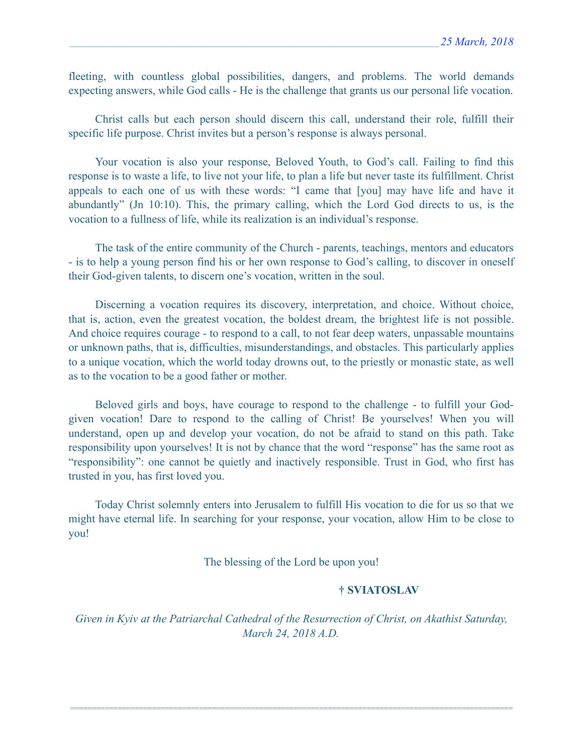fleeting, with countless global possibilities, dangers, and problems. The world demands expecting answers, while God calls - He is the challenge that grants us our personal life vocation.

Christ calls but each person should discern this call, understand their role, fulfill their specific life purpose. Christ invites but a person's response is always personal.

Your vocation is also your response, Beloved Youth, to God's call. Failing to find this response is to waste a life, to live not your life, to plan a life but never taste its fulfillment. Christ appeals to each one of us with these words: "I came that [you] may have life and have it abundantly" (Jn 10:10). This, the primary calling, which the Lord God directs to us, is the vocation to a fullness of life, while its realization is an individual's response.

The task of the entire community of the Church - parents, teachings, mentors and educators - is to help a young person find his or her own response to God's calling, to discover in oneself their God-given talents, to discern one's vocation, written in the soul.

Discerning a vocation requires its discovery, interpretation, and choice. Without choice, that is, action, even the greatest vocation, the boldest dream, the brightest life is not possible. And choice requires courage - to respond to a call, to not fear deep waters, unpassable mountains or unknown paths, that is, difficulties, misunderstandings, and obstacles. This particularly applies to a unique vocation, which the world today drowns out, to the priestly or monastic state, as well as to the vocation to be a good father or mother.

Beloved girls and boys, have courage to respond to the challenge - to fulfill your God-given vocation! Dare to respond to the calling of Christ! Be yourselves! When you will understand, open up and develop your vocation, do not be afraid to stand on this path. Take responsibility upon yourselves! It is not by chance that the word "response" has the same root as "responsibility": one cannot be quietly and inactively responsible. Trust in God, who first has trusted in you, has first loved you.

Today Christ solemnly enters into Jerusalem to fulfill His vocation to die for us so that we might have eternal life. In searching for your response, your vocation, allow Him to be close to you!

The blessing of the Lord be upon you!

**† SVIATOSLAV**

*Given in Kyiv at the Patriarchal Cathedral of the Resurrection of Christ, on Akathist Saturday, March 24, 2018 A.D.*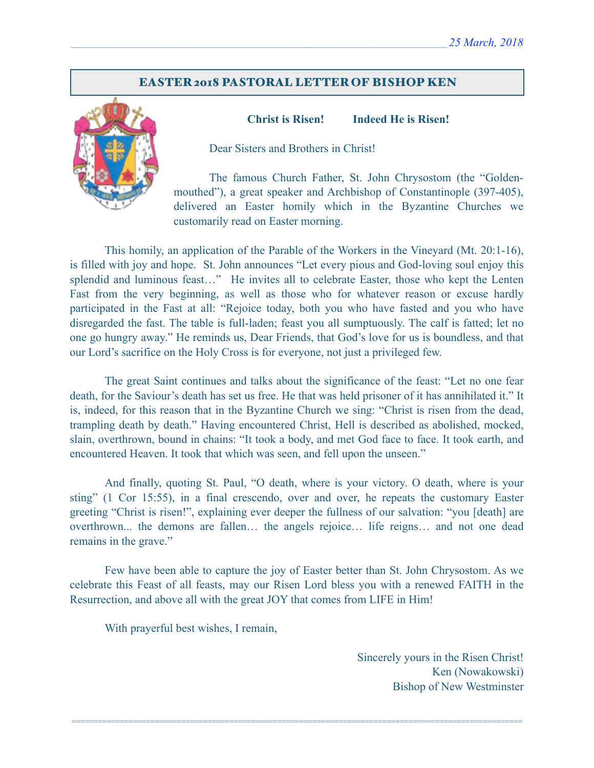*25 March, 2018*

## EASTER 2018 PASTORAL LETTER OF BISHOP KEN

**Christ is Risen! Indeed He is Risen!**

Dear Sisters and Brothers in Christ!

The famous Church Father, St. John Chrysostom (the "Golden-mouthed"), a great speaker and Archbishop of Constantinople (397-405), delivered an Easter homily which in the Byzantine Churches we customarily read on Easter morning.

This homily, an application of the Parable of the Workers in the Vineyard (Mt. 20:1-16), is filled with joy and hope. St. John announces "Let every pious and God-loving soul enjoy this splendid and luminous feast…" He invites all to celebrate Easter, those who kept the Lenten Fast from the very beginning, as well as those who for whatever reason or excuse hardly participated in the Fast at all: "Rejoice today, both you who have fasted and you who have disregarded the fast. The table is full-laden; feast you all sumptuously. The calf is fatted; let no one go hungry away." He reminds us, Dear Friends, that God's love for us is boundless, and that our Lord's sacrifice on the Holy Cross is for everyone, not just a privileged few.

The great Saint continues and talks about the significance of the feast: "Let no one fear death, for the Saviour's death has set us free. He that was held prisoner of it has annihilated it." It is, indeed, for this reason that in the Byzantine Church we sing: "Christ is risen from the dead, trampling death by death." Having encountered Christ, Hell is described as abolished, mocked, slain, overthrown, bound in chains: "It took a body, and met God face to face. It took earth, and encountered Heaven. It took that which was seen, and fell upon the unseen."

And finally, quoting St. Paul, "O death, where is your victory. O death, where is your sting" (1 Cor 15:55), in a final crescendo, over and over, he repeats the customary Easter greeting "Christ is risen!", explaining ever deeper the fullness of our salvation: "you [death] are overthrown... the demons are fallen… the angels rejoice… life reigns… and not one dead remains in the grave."

Few have been able to capture the joy of Easter better than St. John Chrysostom. As we celebrate this Feast of all feasts, may our Risen Lord bless you with a renewed FAITH in the Resurrection, and above all with the great JOY that comes from LIFE in Him!

With prayerful best wishes, I remain,

Sincerely yours in the Risen Christ!
Ken (Nowakowski)
Bishop of New Westminster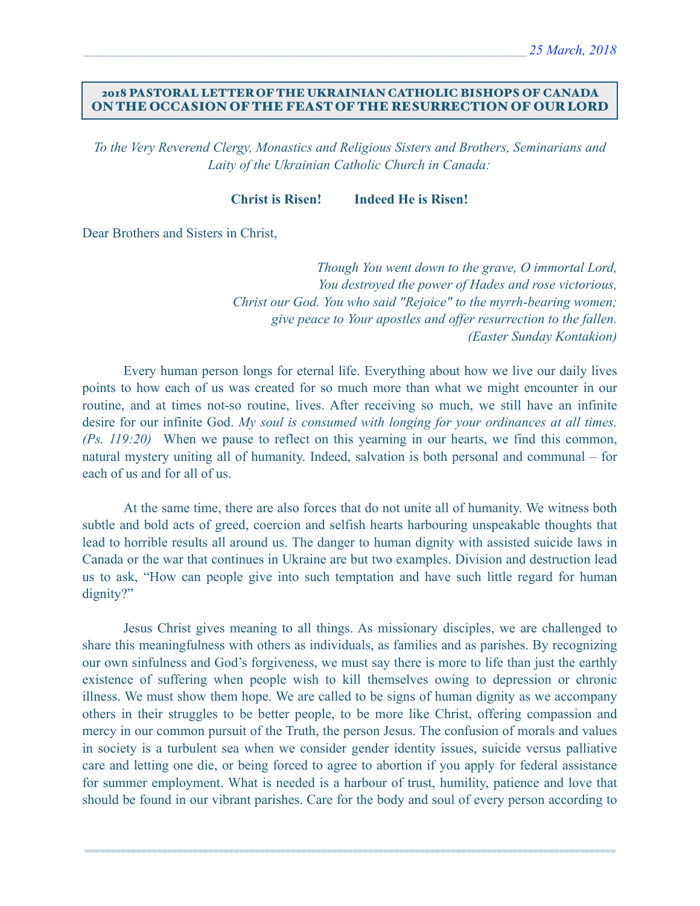25 March, 2018

## 2018 PASTORAL LETTER OF THE UKRAINIAN CATHOLIC BISHOPS OF CANADA ON THE OCCASION OF THE FEAST OF THE RESURRECTION OF OUR LORD

*To the Very Reverend Clergy, Monastics and Religious Sisters and Brothers, Seminarians and Laity of the Ukrainian Catholic Church in Canada:*

**Christ is Risen! Indeed He is Risen!**

Dear Brothers and Sisters in Christ,

*Though You went down to the grave, O immortal Lord,*
*You destroyed the power of Hades and rose victorious,*
*Christ our God. You who said "Rejoice" to the myrrh-bearing women;*
*give peace to Your apostles and offer resurrection to the fallen.*
*(Easter Sunday Kontakion)*

Every human person longs for eternal life. Everything about how we live our daily lives points to how each of us was created for so much more than what we might encounter in our routine, and at times not-so routine, lives. After receiving so much, we still have an infinite desire for our infinite God. *My soul is consumed with longing for your ordinances at all times. (Ps. 119:20)* When we pause to reflect on this yearning in our hearts, we find this common, natural mystery uniting all of humanity. Indeed, salvation is both personal and communal – for each of us and for all of us.

At the same time, there are also forces that do not unite all of humanity. We witness both subtle and bold acts of greed, coercion and selfish hearts harbouring unspeakable thoughts that lead to horrible results all around us. The danger to human dignity with assisted suicide laws in Canada or the war that continues in Ukraine are but two examples. Division and destruction lead us to ask, "How can people give into such temptation and have such little regard for human dignity?"

Jesus Christ gives meaning to all things. As missionary disciples, we are challenged to share this meaningfulness with others as individuals, as families and as parishes. By recognizing our own sinfulness and God's forgiveness, we must say there is more to life than just the earthly existence of suffering when people wish to kill themselves owing to depression or chronic illness. We must show them hope. We are called to be signs of human dignity as we accompany others in their struggles to be better people, to be more like Christ, offering compassion and mercy in our common pursuit of the Truth, the person Jesus. The confusion of morals and values in society is a turbulent sea when we consider gender identity issues, suicide versus palliative care and letting one die, or being forced to agree to abortion if you apply for federal assistance for summer employment. What is needed is a harbour of trust, humility, patience and love that should be found in our vibrant parishes. Care for the body and soul of every person according to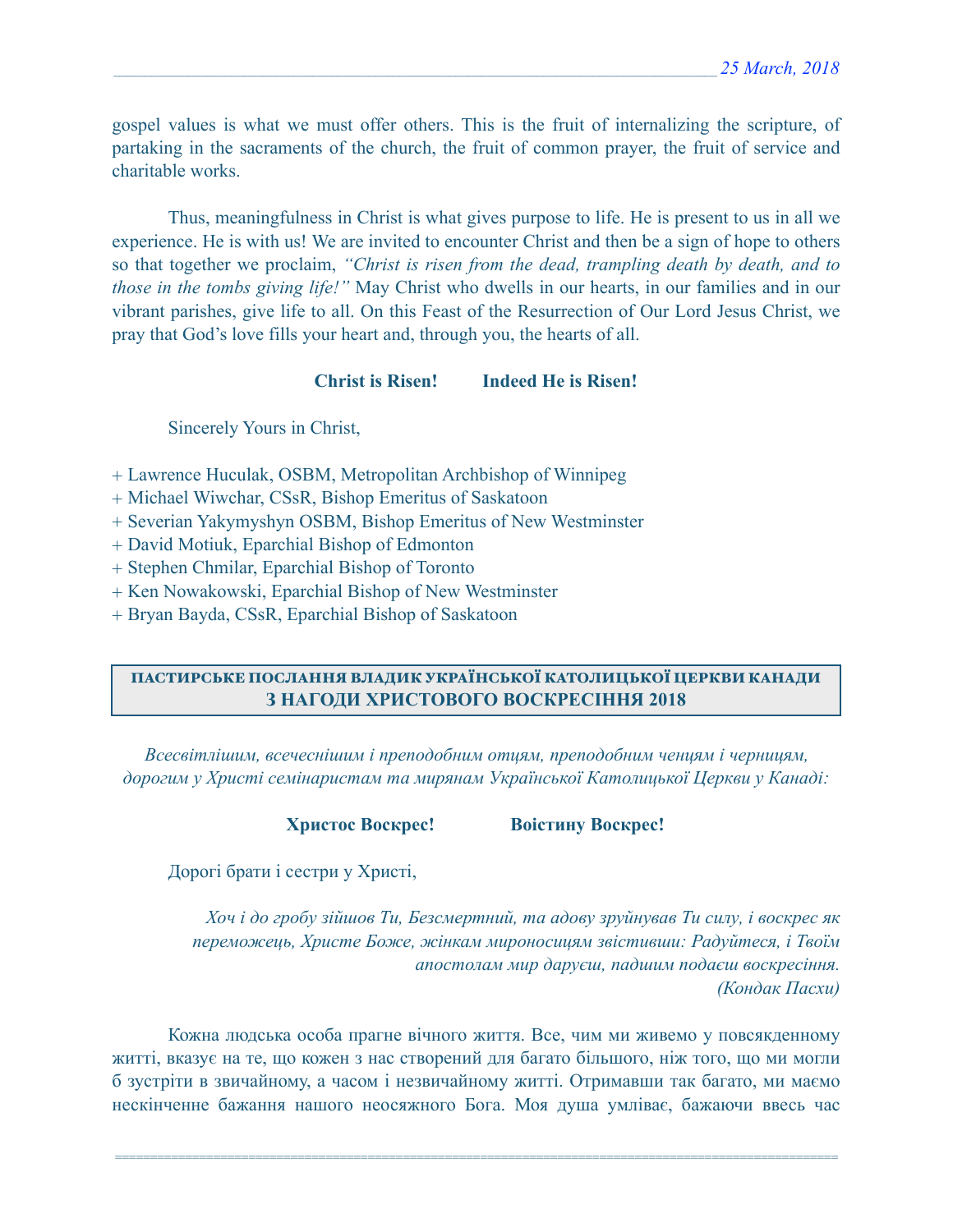gospel values is what we must offer others. This is the fruit of internalizing the scripture, of partaking in the sacraments of the church, the fruit of common prayer, the fruit of service and charitable works.

Thus, meaningfulness in Christ is what gives purpose to life. He is present to us in all we experience. He is with us! We are invited to encounter Christ and then be a sign of hope to others so that together we proclaim, *"Christ is risen from the dead, trampling death by death, and to those in the tombs giving life!"* May Christ who dwells in our hearts, in our families and in our vibrant parishes, give life to all. On this Feast of the Resurrection of Our Lord Jesus Christ, we pray that God's love fills your heart and, through you, the hearts of all.

**Christ is Risen!          Indeed He is Risen!**

Sincerely Yours in Christ,

+ Lawrence Huculak, OSBM, Metropolitan Archbishop of Winnipeg
+ Michael Wiwchar, CSsR, Bishop Emeritus of Saskatoon
+ Severian Yakymyshyn OSBM, Bishop Emeritus of New Westminster
+ David Motiuk, Eparchial Bishop of Edmonton
+ Stephen Chmilar, Eparchial Bishop of Toronto
+ Ken Nowakowski, Eparchial Bishop of New Westminster
+ Bryan Bayda, CSsR, Eparchial Bishop of Saskatoon

## ПАСТИРСЬКЕ ПОСЛАННЯ ВЛАДИК УКРАЇНСЬКОЇ КАТОЛИЦЬКОЇ ЦЕРКВИ КАНАДИ З НАГОДИ ХРИСТОВОГО ВОСКРЕСІННЯ 2018

*Всесвітлішим, всечеснішим і преподобним отцям, преподобним ченцям і черницям, дорогим у Христі семінаристам та мирянам Української Католицької Церкви у Канаді:*

**Христос Воскрес!          Воістину Воскрес!**

Дорогі брати і сестри у Христі,

*Хоч і до гробу зійшов Ти, Безсмертний, та адову зруйнував Ти силу, і воскрес як переможець, Христе Боже, жінкам мироносицям звістивши: Радуйтеся, і Твоїм апостолам мир даруєш, падшим подаєш воскресіння.*
*(Кондак Пасхи)*

Кожна людська особа прагне вічного життя. Все, чим ми живемо у повсякденному житті, вказує на те, що кожен з нас створений для багато більшого, ніж того, що ми могли б зустріти в звичайному, а часом і незвичайному житті. Отримавши так багато, ми маємо нескінченне бажання нашого неосяжного Бога. Моя душа умліває, бажаючи ввесь час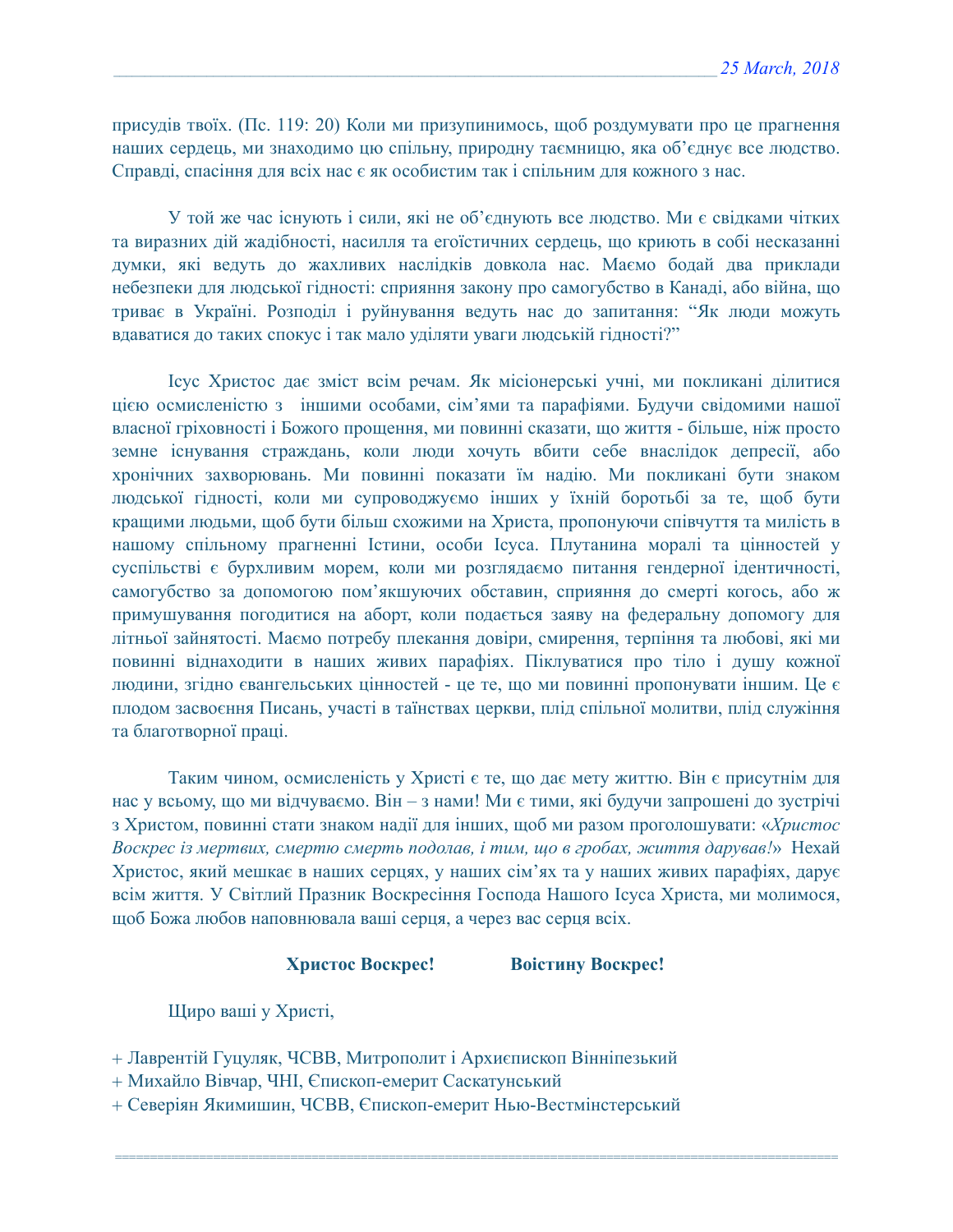присудів твоїх. (Пс. 119: 20) Коли ми призупинимось, щоб роздумувати про це прагнення наших сердець, ми знаходимо цю спільну, природну таємницю, яка об'єднує все людство. Справді, спасіння для всіх нас є як особистим так і спільним для кожного з нас.

У той же час існують і сили, які не об'єднують все людство. Ми є свідками чітких та виразних дій жадібності, насилля та егоїстичних сердець, що криють в собі несказанні думки, які ведуть до жахливих наслідків довкола нас. Маємо бодай два приклади небезпеки для людської гідності: сприяння закону про самогубство в Канаді, або війна, що триває в Україні. Розподіл і руйнування ведуть нас до запитання: "Як люди можуть вдаватися до таких спокус і так мало уділяти уваги людській гідності?"

Ісус Христос дає зміст всім речам. Як місіонерські учні, ми покликані ділитися цією осмисленістю з іншими особами, сім'ями та парафіями. Будучи свідомими нашої власної гріховності і Божого прощення, ми повинні сказати, що життя - більше, ніж просто земне існування страждань, коли люди хочуть вбити себе внаслідок депресії, або хронічних захворювань. Ми повинні показати їм надію. Ми покликані бути знаком людської гідності, коли ми супроводжуємо інших у їхній боротьбі за те, щоб бути кращими людьми, щоб бути більш схожими на Христа, пропонуючи співчуття та милість в нашому спільному прагненні Істини, особи Ісуса. Плутанина моралі та цінностей у суспільстві є бурхливим морем, коли ми розглядаємо питання гендерної ідентичності, самогубство за допомогою пом'якшуючих обставин, сприяння до смерті когось, або ж примушування погодитися на аборт, коли подається заяву на федеральну допомогу для літньої зайнятості. Маємо потребу плекання довіри, смирення, терпіння та любові, які ми повинні віднаходити в наших живих парафіях. Піклуватися про тіло і душу кожної людини, згідно євангельських цінностей - це те, що ми повинні пропонувати іншим. Це є плодом засвоєння Писань, участі в таїнствах церкви, плід спільної молитви, плід служіння та благотворної праці.

Таким чином, осмисленість у Христі є те, що дає мету життю. Він є присутнім для нас у всьому, що ми відчуваємо. Він – з нами! Ми є тими, які будучи запрошені до зустрічі з Христом, повинні стати знаком надії для інших, щоб ми разом проголошувати: «*Христос Воскрес із мертвих, смертю смерть подолав, і тим, що в гробах, життя дарував!*» Нехай Христос, який мешкає в наших серцях, у наших сім'ях та у наших живих парафіях, дарує всім життя. У Світлий Празник Воскресіння Господа Нашого Ісуса Христа, ми молимося, щоб Божа любов наповнювала ваші серця, а через вас серця всіх.

**Христос Воскрес!** **Воістину Воскрес!**

Щиро ваші у Христі,

+ Лаврентій Гуцуляк, ЧСВВ, Митрополит і Архиєпископ Вінніпезький
+ Михайло Вівчар, ЧНІ, Єпископ-емерит Саскатунський
+ Северіян Якимишин, ЧСВВ, Єпископ-емерит Нью-Вестмінстерський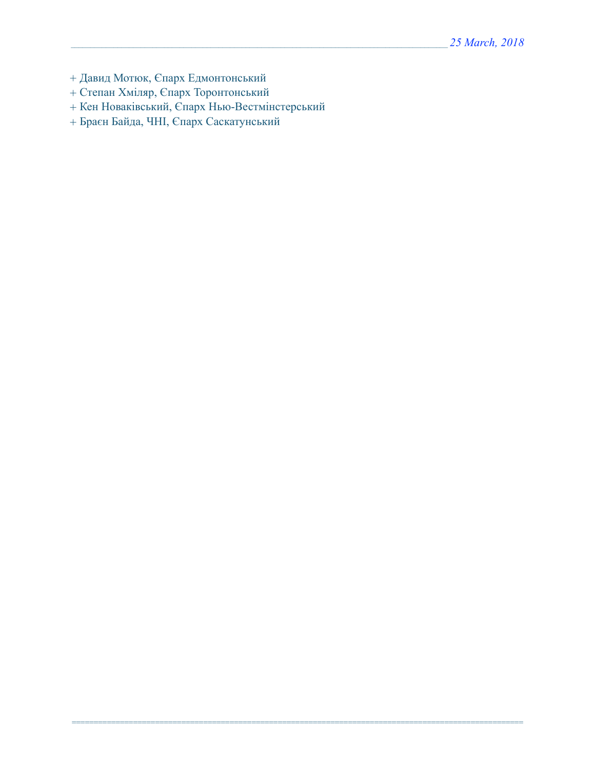+ Давид Мотюк, Єпарх Едмонтонський
+ Степан Хміляр, Єпарх Торонтонський
+ Кен Новаківський, Єпарх Нью-Вестмінстерський
+ Браєн Байда, ЧНІ, Єпарх Саскатунський